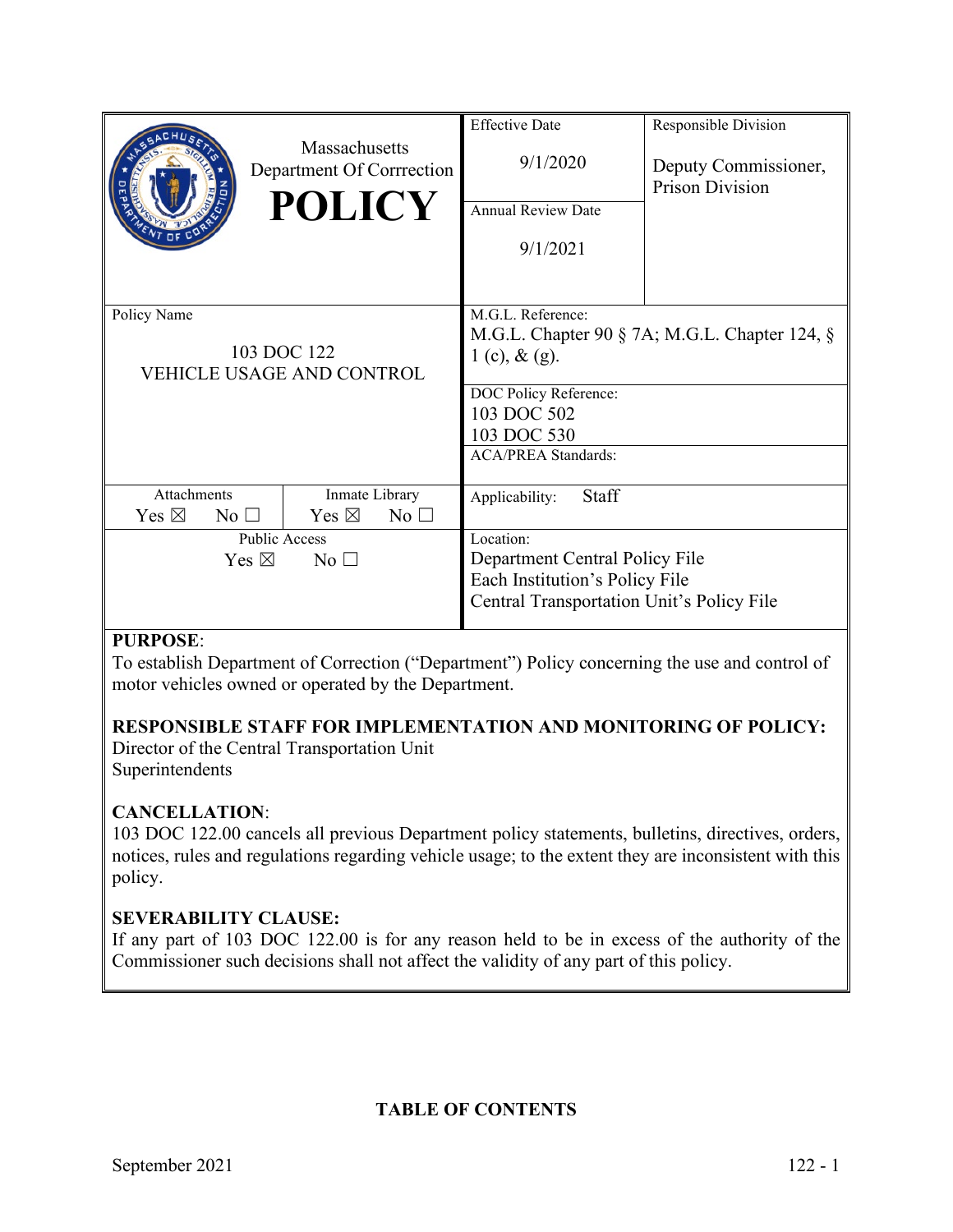| Massachusetts Department Of Correction **POLICY** | Effective Date<br>9/1/2020 | Responsible Division<br>Deputy Commissioner, Prison Division |
|---|---|---|
| | Annual Review Date<br>9/1/2021 | |
| Policy Name<br>103 DOC 122<br>VEHICLE USAGE AND CONTROL | M.G.L. Reference:<br>M.G.L. Chapter 90 § 7A; M.G.L. Chapter 124, § 1 (c), & (g). | |
| | DOC Policy Reference:<br>103 DOC 502<br>103 DOC 530 | |
| | ACA/PREA Standards: | |
| Attachments: Yes ☒ No ☐ / Inmate Library: Yes ☒ No ☐ | Applicability: Staff | |
| Public Access: Yes ☒ No ☐ | Location:<br>Department Central Policy File<br>Each Institution's Policy File<br>Central Transportation Unit's Policy File | |

**PURPOSE**:
To establish Department of Correction ("Department") Policy concerning the use and control of motor vehicles owned or operated by the Department.

**RESPONSIBLE STAFF FOR IMPLEMENTATION AND MONITORING OF POLICY:**
Director of the Central Transportation Unit
Superintendents

**CANCELLATION**:
103 DOC 122.00 cancels all previous Department policy statements, bulletins, directives, orders, notices, rules and regulations regarding vehicle usage; to the extent they are inconsistent with this policy.

**SEVERABILITY CLAUSE:**
If any part of 103 DOC 122.00 is for any reason held to be in excess of the authority of the Commissioner such decisions shall not affect the validity of any part of this policy.

**TABLE OF CONTENTS**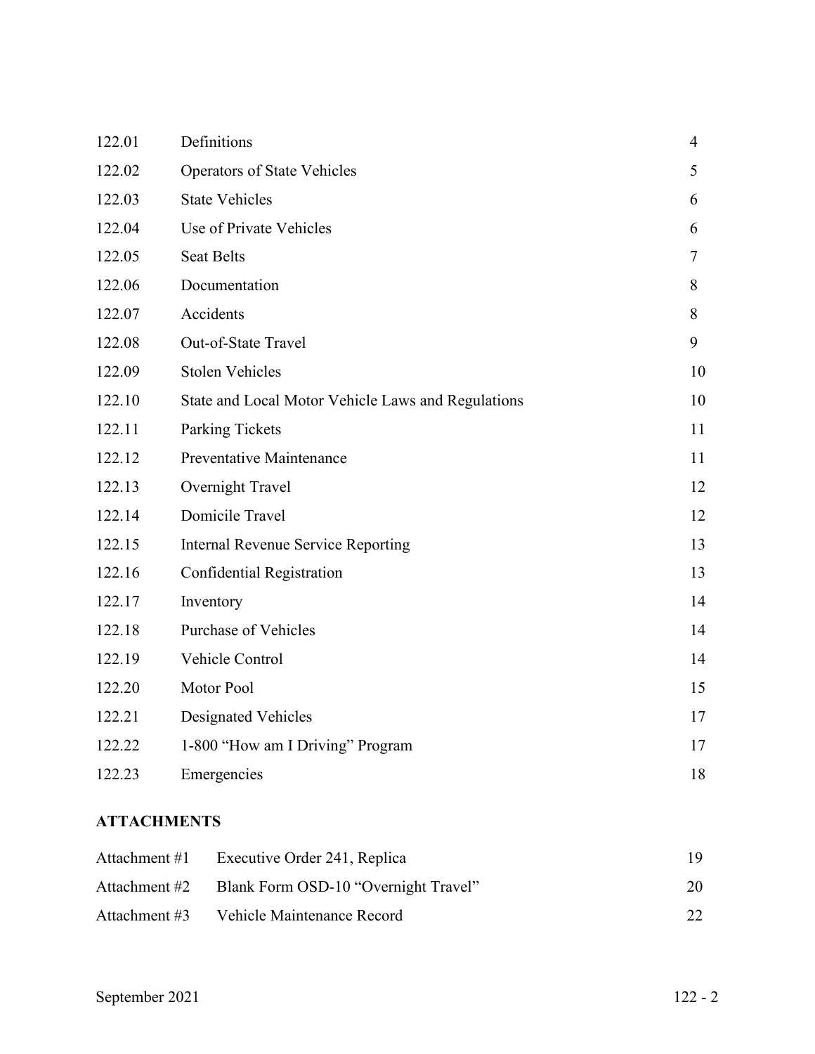| | | |
|---|---|---|
| 122.01 | Definitions | 4 |
| 122.02 | Operators of State Vehicles | 5 |
| 122.03 | State Vehicles | 6 |
| 122.04 | Use of Private Vehicles | 6 |
| 122.05 | Seat Belts | 7 |
| 122.06 | Documentation | 8 |
| 122.07 | Accidents | 8 |
| 122.08 | Out-of-State Travel | 9 |
| 122.09 | Stolen Vehicles | 10 |
| 122.10 | State and Local Motor Vehicle Laws and Regulations | 10 |
| 122.11 | Parking Tickets | 11 |
| 122.12 | Preventative Maintenance | 11 |
| 122.13 | Overnight Travel | 12 |
| 122.14 | Domicile Travel | 12 |
| 122.15 | Internal Revenue Service Reporting | 13 |
| 122.16 | Confidential Registration | 13 |
| 122.17 | Inventory | 14 |
| 122.18 | Purchase of Vehicles | 14 |
| 122.19 | Vehicle Control | 14 |
| 122.20 | Motor Pool | 15 |
| 122.21 | Designated Vehicles | 17 |
| 122.22 | 1-800 "How am I Driving" Program | 17 |
| 122.23 | Emergencies | 18 |

**ATTACHMENTS**

| | | |
|---|---|---|
| Attachment #1 | Executive Order 241, Replica | 19 |
| Attachment #2 | Blank Form OSD-10 "Overnight Travel" | 20 |
| Attachment #3 | Vehicle Maintenance Record | 22 |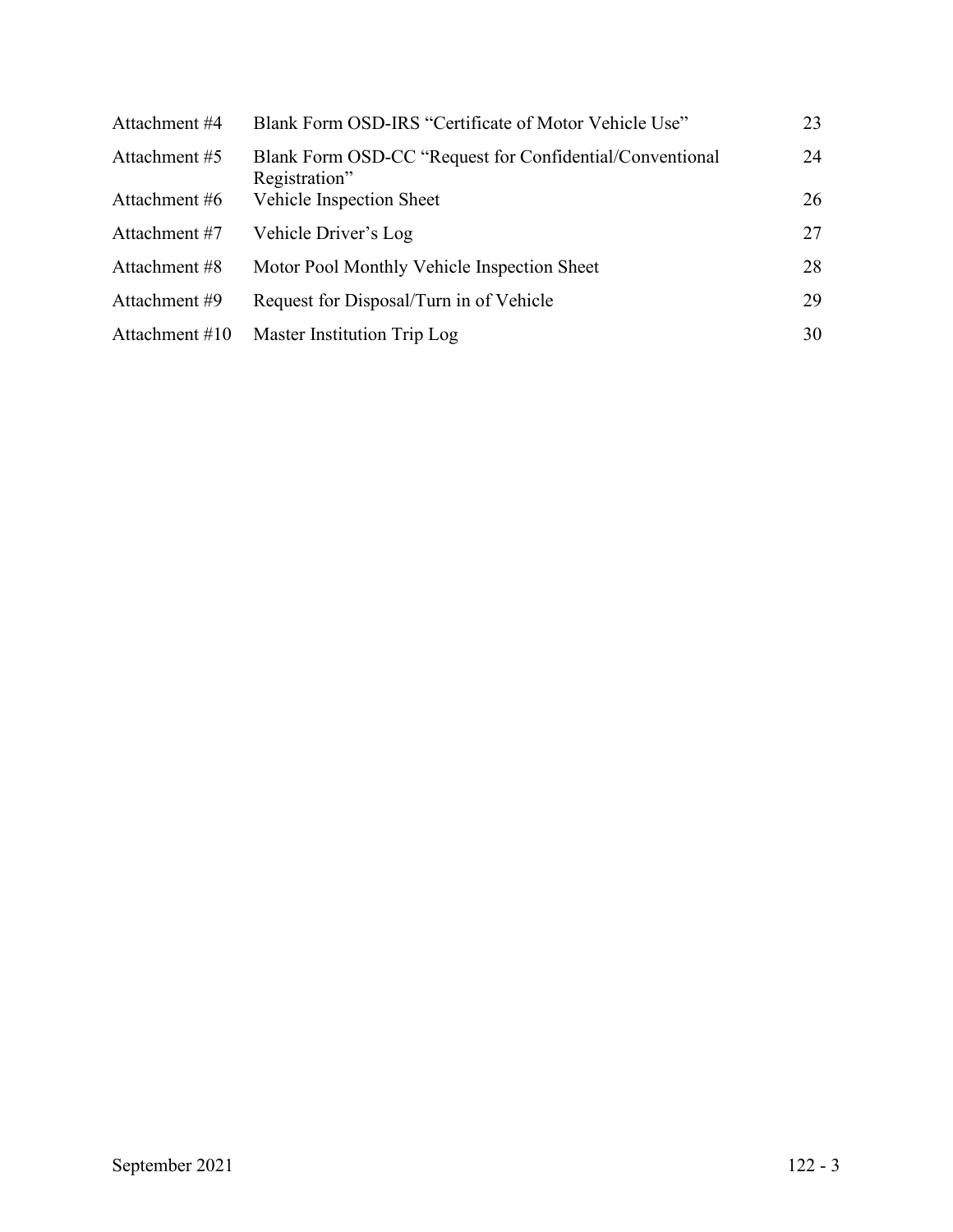| | | |
|---|---|---|
| Attachment #4 | Blank Form OSD-IRS "Certificate of Motor Vehicle Use" | 23 |
| Attachment #5 | Blank Form OSD-CC "Request for Confidential/Conventional Registration" | 24 |
| Attachment #6 | Vehicle Inspection Sheet | 26 |
| Attachment #7 | Vehicle Driver's Log | 27 |
| Attachment #8 | Motor Pool Monthly Vehicle Inspection Sheet | 28 |
| Attachment #9 | Request for Disposal/Turn in of Vehicle | 29 |
| Attachment #10 | Master Institution Trip Log | 30 |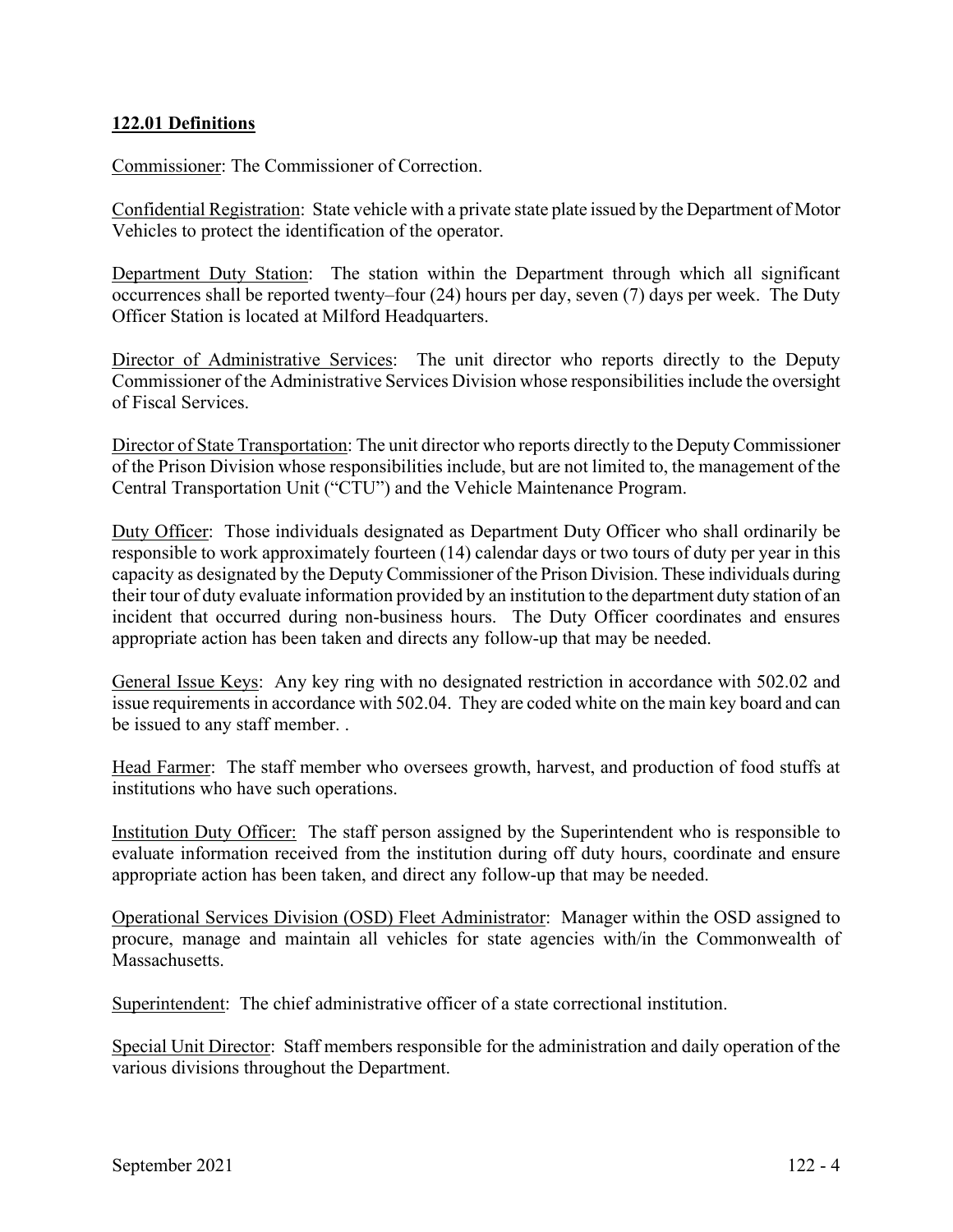## 122.01 Definitions

Commissioner: The Commissioner of Correction.

Confidential Registration: State vehicle with a private state plate issued by the Department of Motor Vehicles to protect the identification of the operator.

Department Duty Station: The station within the Department through which all significant occurrences shall be reported twenty–four (24) hours per day, seven (7) days per week. The Duty Officer Station is located at Milford Headquarters.

Director of Administrative Services: The unit director who reports directly to the Deputy Commissioner of the Administrative Services Division whose responsibilities include the oversight of Fiscal Services.

Director of State Transportation: The unit director who reports directly to the Deputy Commissioner of the Prison Division whose responsibilities include, but are not limited to, the management of the Central Transportation Unit ("CTU") and the Vehicle Maintenance Program.

Duty Officer: Those individuals designated as Department Duty Officer who shall ordinarily be responsible to work approximately fourteen (14) calendar days or two tours of duty per year in this capacity as designated by the Deputy Commissioner of the Prison Division. These individuals during their tour of duty evaluate information provided by an institution to the department duty station of an incident that occurred during non-business hours. The Duty Officer coordinates and ensures appropriate action has been taken and directs any follow-up that may be needed.

General Issue Keys: Any key ring with no designated restriction in accordance with 502.02 and issue requirements in accordance with 502.04. They are coded white on the main key board and can be issued to any staff member. .

Head Farmer: The staff member who oversees growth, harvest, and production of food stuffs at institutions who have such operations.

Institution Duty Officer: The staff person assigned by the Superintendent who is responsible to evaluate information received from the institution during off duty hours, coordinate and ensure appropriate action has been taken, and direct any follow-up that may be needed.

Operational Services Division (OSD) Fleet Administrator: Manager within the OSD assigned to procure, manage and maintain all vehicles for state agencies with/in the Commonwealth of Massachusetts.

Superintendent: The chief administrative officer of a state correctional institution.

Special Unit Director: Staff members responsible for the administration and daily operation of the various divisions throughout the Department.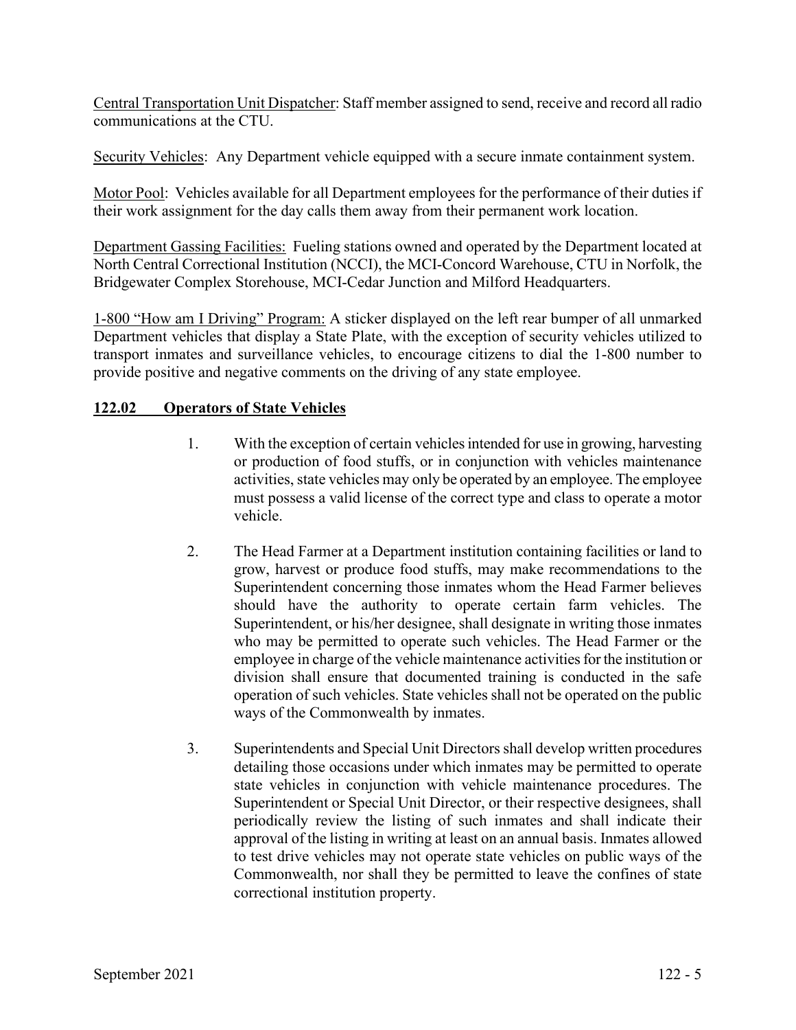Central Transportation Unit Dispatcher: Staff member assigned to send, receive and record all radio communications at the CTU.

Security Vehicles: Any Department vehicle equipped with a secure inmate containment system.

Motor Pool: Vehicles available for all Department employees for the performance of their duties if their work assignment for the day calls them away from their permanent work location.

Department Gassing Facilities: Fueling stations owned and operated by the Department located at North Central Correctional Institution (NCCI), the MCI-Concord Warehouse, CTU in Norfolk, the Bridgewater Complex Storehouse, MCI-Cedar Junction and Milford Headquarters.

1-800 "How am I Driving" Program: A sticker displayed on the left rear bumper of all unmarked Department vehicles that display a State Plate, with the exception of security vehicles utilized to transport inmates and surveillance vehicles, to encourage citizens to dial the 1-800 number to provide positive and negative comments on the driving of any state employee.

## 122.02 Operators of State Vehicles

1. With the exception of certain vehicles intended for use in growing, harvesting or production of food stuffs, or in conjunction with vehicles maintenance activities, state vehicles may only be operated by an employee. The employee must possess a valid license of the correct type and class to operate a motor vehicle.

2. The Head Farmer at a Department institution containing facilities or land to grow, harvest or produce food stuffs, may make recommendations to the Superintendent concerning those inmates whom the Head Farmer believes should have the authority to operate certain farm vehicles. The Superintendent, or his/her designee, shall designate in writing those inmates who may be permitted to operate such vehicles. The Head Farmer or the employee in charge of the vehicle maintenance activities for the institution or division shall ensure that documented training is conducted in the safe operation of such vehicles. State vehicles shall not be operated on the public ways of the Commonwealth by inmates.

3. Superintendents and Special Unit Directors shall develop written procedures detailing those occasions under which inmates may be permitted to operate state vehicles in conjunction with vehicle maintenance procedures. The Superintendent or Special Unit Director, or their respective designees, shall periodically review the listing of such inmates and shall indicate their approval of the listing in writing at least on an annual basis. Inmates allowed to test drive vehicles may not operate state vehicles on public ways of the Commonwealth, nor shall they be permitted to leave the confines of state correctional institution property.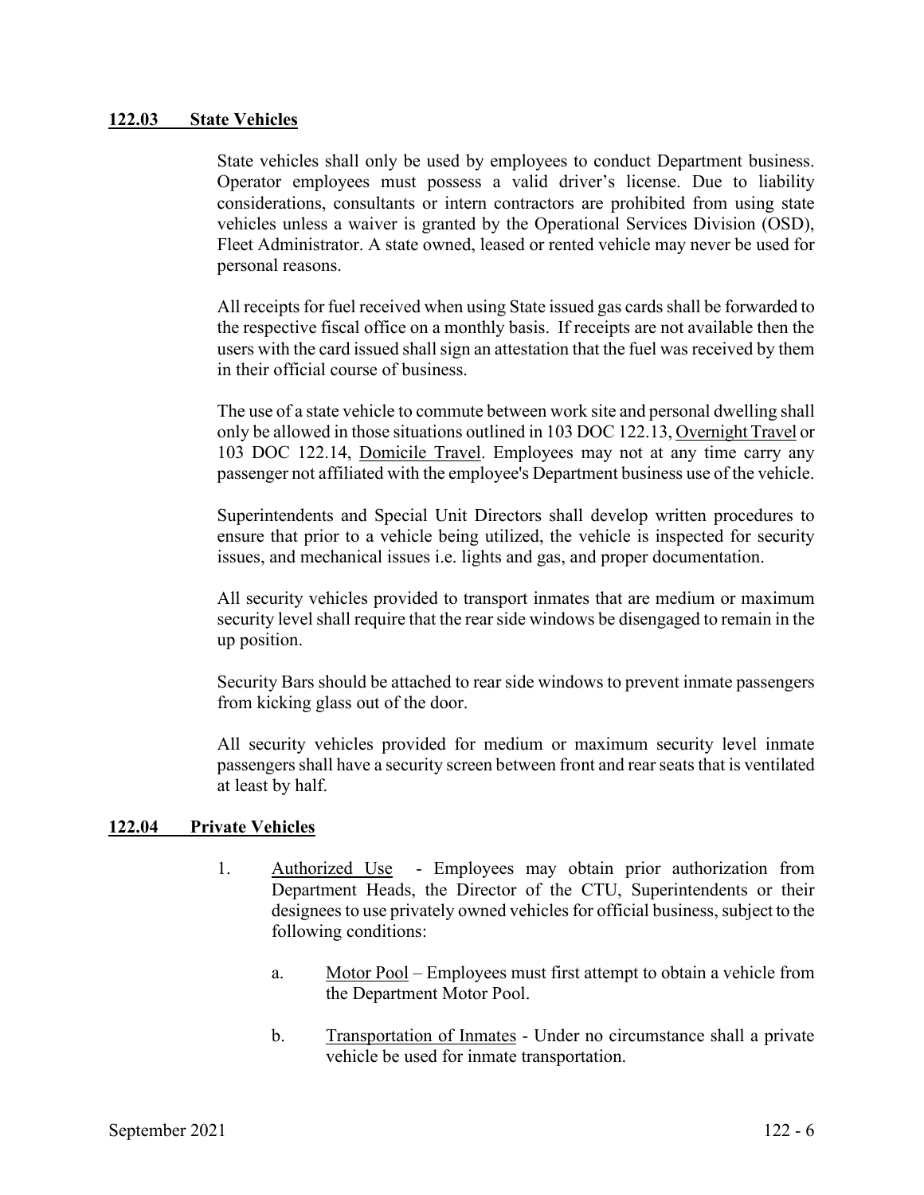## 122.03 State Vehicles

State vehicles shall only be used by employees to conduct Department business. Operator employees must possess a valid driver's license. Due to liability considerations, consultants or intern contractors are prohibited from using state vehicles unless a waiver is granted by the Operational Services Division (OSD), Fleet Administrator. A state owned, leased or rented vehicle may never be used for personal reasons.

All receipts for fuel received when using State issued gas cards shall be forwarded to the respective fiscal office on a monthly basis. If receipts are not available then the users with the card issued shall sign an attestation that the fuel was received by them in their official course of business.

The use of a state vehicle to commute between work site and personal dwelling shall only be allowed in those situations outlined in 103 DOC 122.13, Overnight Travel or 103 DOC 122.14, Domicile Travel. Employees may not at any time carry any passenger not affiliated with the employee's Department business use of the vehicle.

Superintendents and Special Unit Directors shall develop written procedures to ensure that prior to a vehicle being utilized, the vehicle is inspected for security issues, and mechanical issues i.e. lights and gas, and proper documentation.

All security vehicles provided to transport inmates that are medium or maximum security level shall require that the rear side windows be disengaged to remain in the up position.

Security Bars should be attached to rear side windows to prevent inmate passengers from kicking glass out of the door.

All security vehicles provided for medium or maximum security level inmate passengers shall have a security screen between front and rear seats that is ventilated at least by half.

## 122.04 Private Vehicles

1. Authorized Use - Employees may obtain prior authorization from Department Heads, the Director of the CTU, Superintendents or their designees to use privately owned vehicles for official business, subject to the following conditions:

   a. Motor Pool – Employees must first attempt to obtain a vehicle from the Department Motor Pool.

   b. Transportation of Inmates - Under no circumstance shall a private vehicle be used for inmate transportation.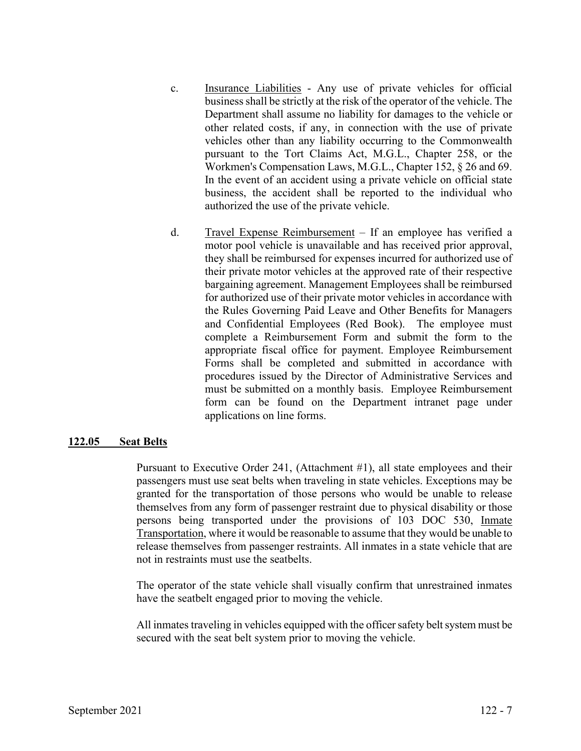c. <u>Insurance Liabilities</u> - Any use of private vehicles for official business shall be strictly at the risk of the operator of the vehicle. The Department shall assume no liability for damages to the vehicle or other related costs, if any, in connection with the use of private vehicles other than any liability occurring to the Commonwealth pursuant to the Tort Claims Act, M.G.L., Chapter 258, or the Workmen's Compensation Laws, M.G.L., Chapter 152, § 26 and 69. In the event of an accident using a private vehicle on official state business, the accident shall be reported to the individual who authorized the use of the private vehicle.

d. <u>Travel Expense Reimbursement</u> – If an employee has verified a motor pool vehicle is unavailable and has received prior approval, they shall be reimbursed for expenses incurred for authorized use of their private motor vehicles at the approved rate of their respective bargaining agreement. Management Employees shall be reimbursed for authorized use of their private motor vehicles in accordance with the Rules Governing Paid Leave and Other Benefits for Managers and Confidential Employees (Red Book). The employee must complete a Reimbursement Form and submit the form to the appropriate fiscal office for payment. Employee Reimbursement Forms shall be completed and submitted in accordance with procedures issued by the Director of Administrative Services and must be submitted on a monthly basis. Employee Reimbursement form can be found on the Department intranet page under applications on line forms.

## 122.05 Seat Belts

Pursuant to Executive Order 241, (Attachment #1), all state employees and their passengers must use seat belts when traveling in state vehicles. Exceptions may be granted for the transportation of those persons who would be unable to release themselves from any form of passenger restraint due to physical disability or those persons being transported under the provisions of 103 DOC 530, <u>Inmate Transportation</u>, where it would be reasonable to assume that they would be unable to release themselves from passenger restraints. All inmates in a state vehicle that are not in restraints must use the seatbelts.

The operator of the state vehicle shall visually confirm that unrestrained inmates have the seatbelt engaged prior to moving the vehicle.

All inmates traveling in vehicles equipped with the officer safety belt system must be secured with the seat belt system prior to moving the vehicle.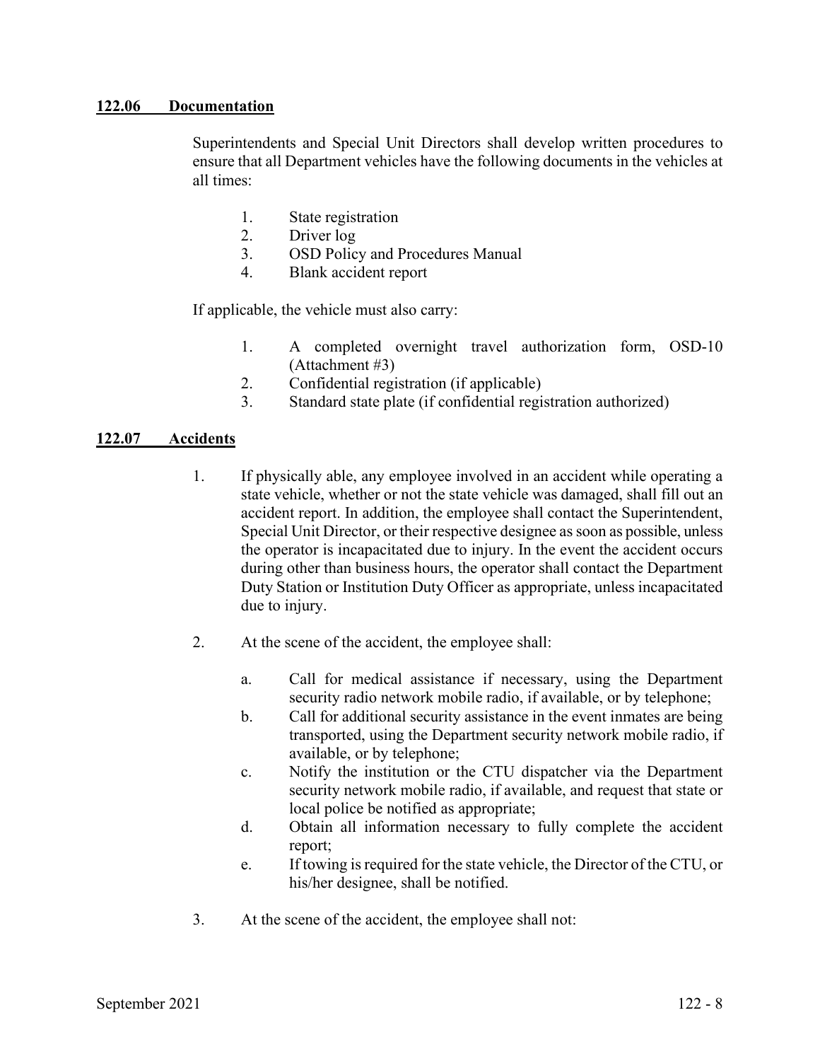## 122.06 Documentation

Superintendents and Special Unit Directors shall develop written procedures to ensure that all Department vehicles have the following documents in the vehicles at all times:

1. State registration
2. Driver log
3. OSD Policy and Procedures Manual
4. Blank accident report

If applicable, the vehicle must also carry:

1. A completed overnight travel authorization form, OSD-10 (Attachment #3)
2. Confidential registration (if applicable)
3. Standard state plate (if confidential registration authorized)

## 122.07 Accidents

1. If physically able, any employee involved in an accident while operating a state vehicle, whether or not the state vehicle was damaged, shall fill out an accident report. In addition, the employee shall contact the Superintendent, Special Unit Director, or their respective designee as soon as possible, unless the operator is incapacitated due to injury. In the event the accident occurs during other than business hours, the operator shall contact the Department Duty Station or Institution Duty Officer as appropriate, unless incapacitated due to injury.

2. At the scene of the accident, the employee shall:

   a. Call for medical assistance if necessary, using the Department security radio network mobile radio, if available, or by telephone;
   b. Call for additional security assistance in the event inmates are being transported, using the Department security network mobile radio, if available, or by telephone;
   c. Notify the institution or the CTU dispatcher via the Department security network mobile radio, if available, and request that state or local police be notified as appropriate;
   d. Obtain all information necessary to fully complete the accident report;
   e. If towing is required for the state vehicle, the Director of the CTU, or his/her designee, shall be notified.

3. At the scene of the accident, the employee shall not: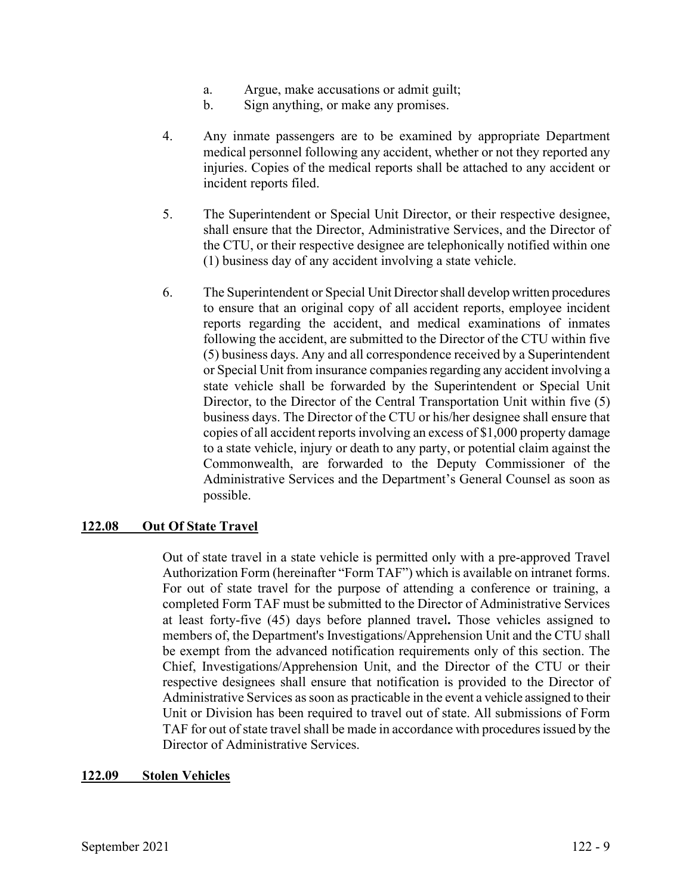a. Argue, make accusations or admit guilt;
b. Sign anything, or make any promises.

4. Any inmate passengers are to be examined by appropriate Department medical personnel following any accident, whether or not they reported any injuries. Copies of the medical reports shall be attached to any accident or incident reports filed.

5. The Superintendent or Special Unit Director, or their respective designee, shall ensure that the Director, Administrative Services, and the Director of the CTU, or their respective designee are telephonically notified within one (1) business day of any accident involving a state vehicle.

6. The Superintendent or Special Unit Director shall develop written procedures to ensure that an original copy of all accident reports, employee incident reports regarding the accident, and medical examinations of inmates following the accident, are submitted to the Director of the CTU within five (5) business days. Any and all correspondence received by a Superintendent or Special Unit from insurance companies regarding any accident involving a state vehicle shall be forwarded by the Superintendent or Special Unit Director, to the Director of the Central Transportation Unit within five (5) business days. The Director of the CTU or his/her designee shall ensure that copies of all accident reports involving an excess of $1,000 property damage to a state vehicle, injury or death to any party, or potential claim against the Commonwealth, are forwarded to the Deputy Commissioner of the Administrative Services and the Department's General Counsel as soon as possible.

## 122.08 Out Of State Travel

Out of state travel in a state vehicle is permitted only with a pre-approved Travel Authorization Form (hereinafter "Form TAF") which is available on intranet forms. For out of state travel for the purpose of attending a conference or training, a completed Form TAF must be submitted to the Director of Administrative Services at least forty-five (45) days before planned travel**.** Those vehicles assigned to members of, the Department's Investigations/Apprehension Unit and the CTU shall be exempt from the advanced notification requirements only of this section. The Chief, Investigations/Apprehension Unit, and the Director of the CTU or their respective designees shall ensure that notification is provided to the Director of Administrative Services as soon as practicable in the event a vehicle assigned to their Unit or Division has been required to travel out of state. All submissions of Form TAF for out of state travel shall be made in accordance with procedures issued by the Director of Administrative Services.

## 122.09 Stolen Vehicles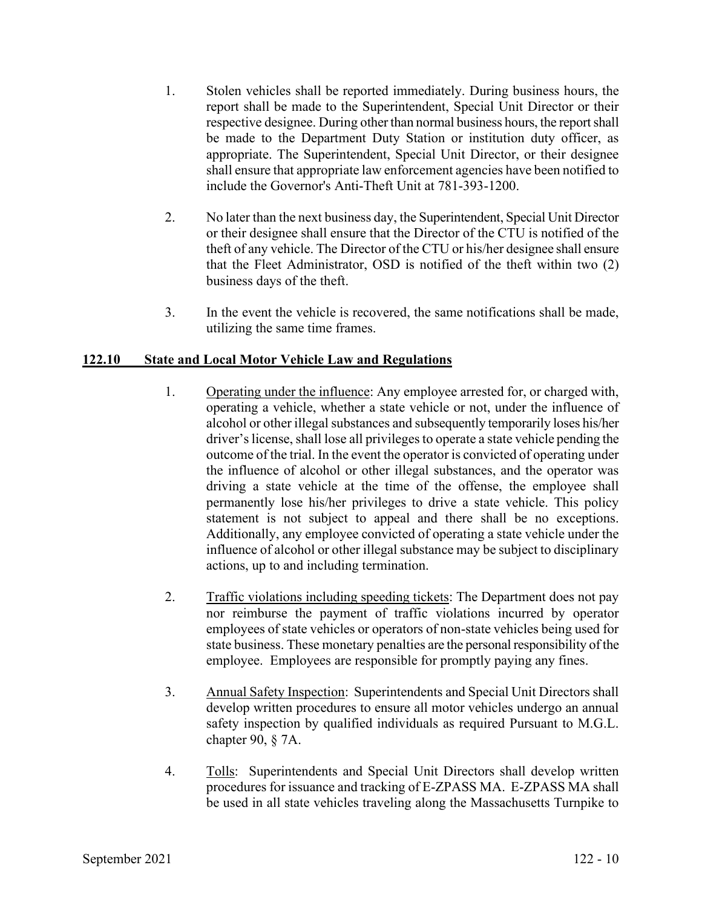1. Stolen vehicles shall be reported immediately. During business hours, the report shall be made to the Superintendent, Special Unit Director or their respective designee. During other than normal business hours, the report shall be made to the Department Duty Station or institution duty officer, as appropriate. The Superintendent, Special Unit Director, or their designee shall ensure that appropriate law enforcement agencies have been notified to include the Governor's Anti-Theft Unit at 781-393-1200.

2. No later than the next business day, the Superintendent, Special Unit Director or their designee shall ensure that the Director of the CTU is notified of the theft of any vehicle. The Director of the CTU or his/her designee shall ensure that the Fleet Administrator, OSD is notified of the theft within two (2) business days of the theft.

3. In the event the vehicle is recovered, the same notifications shall be made, utilizing the same time frames.

## 122.10 State and Local Motor Vehicle Law and Regulations

1. Operating under the influence: Any employee arrested for, or charged with, operating a vehicle, whether a state vehicle or not, under the influence of alcohol or other illegal substances and subsequently temporarily loses his/her driver's license, shall lose all privileges to operate a state vehicle pending the outcome of the trial. In the event the operator is convicted of operating under the influence of alcohol or other illegal substances, and the operator was driving a state vehicle at the time of the offense, the employee shall permanently lose his/her privileges to drive a state vehicle. This policy statement is not subject to appeal and there shall be no exceptions. Additionally, any employee convicted of operating a state vehicle under the influence of alcohol or other illegal substance may be subject to disciplinary actions, up to and including termination.

2. Traffic violations including speeding tickets: The Department does not pay nor reimburse the payment of traffic violations incurred by operator employees of state vehicles or operators of non-state vehicles being used for state business. These monetary penalties are the personal responsibility of the employee. Employees are responsible for promptly paying any fines.

3. Annual Safety Inspection: Superintendents and Special Unit Directors shall develop written procedures to ensure all motor vehicles undergo an annual safety inspection by qualified individuals as required Pursuant to M.G.L. chapter 90, § 7A.

4. Tolls: Superintendents and Special Unit Directors shall develop written procedures for issuance and tracking of E-ZPASS MA. E-ZPASS MA shall be used in all state vehicles traveling along the Massachusetts Turnpike to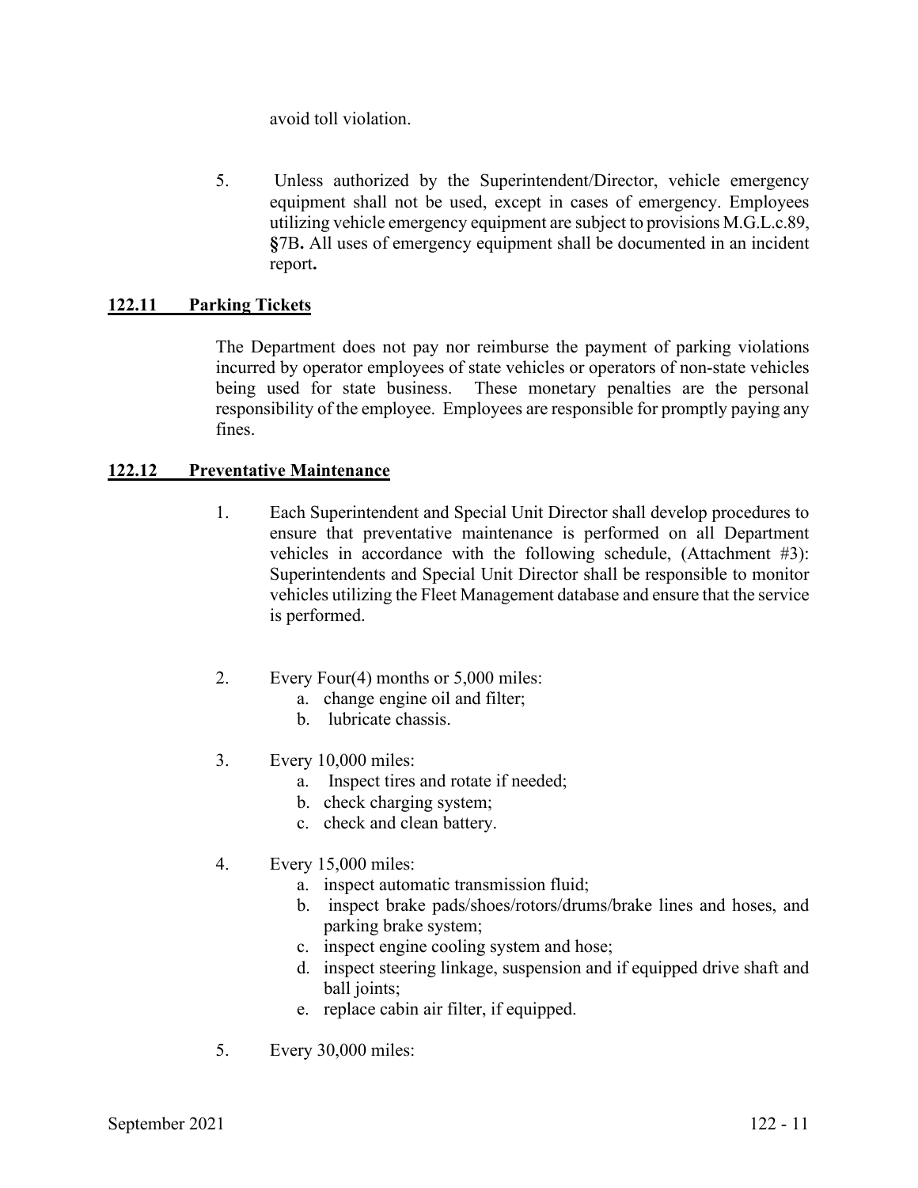avoid toll violation.

5. Unless authorized by the Superintendent/Director, vehicle emergency equipment shall not be used, except in cases of emergency. Employees utilizing vehicle emergency equipment are subject to provisions M.G.L.c.89, **§**7B**.** All uses of emergency equipment shall be documented in an incident report**.**

## 122.11 Parking Tickets

The Department does not pay nor reimburse the payment of parking violations incurred by operator employees of state vehicles or operators of non-state vehicles being used for state business. These monetary penalties are the personal responsibility of the employee. Employees are responsible for promptly paying any fines.

## 122.12 Preventative Maintenance

1. Each Superintendent and Special Unit Director shall develop procedures to ensure that preventative maintenance is performed on all Department vehicles in accordance with the following schedule, (Attachment #3): Superintendents and Special Unit Director shall be responsible to monitor vehicles utilizing the Fleet Management database and ensure that the service is performed.

2. Every Four(4) months or 5,000 miles:
   a. change engine oil and filter;
   b. lubricate chassis.

3. Every 10,000 miles:
   a. Inspect tires and rotate if needed;
   b. check charging system;
   c. check and clean battery.

4. Every 15,000 miles:
   a. inspect automatic transmission fluid;
   b. inspect brake pads/shoes/rotors/drums/brake lines and hoses, and parking brake system;
   c. inspect engine cooling system and hose;
   d. inspect steering linkage, suspension and if equipped drive shaft and ball joints;
   e. replace cabin air filter, if equipped.

5. Every 30,000 miles: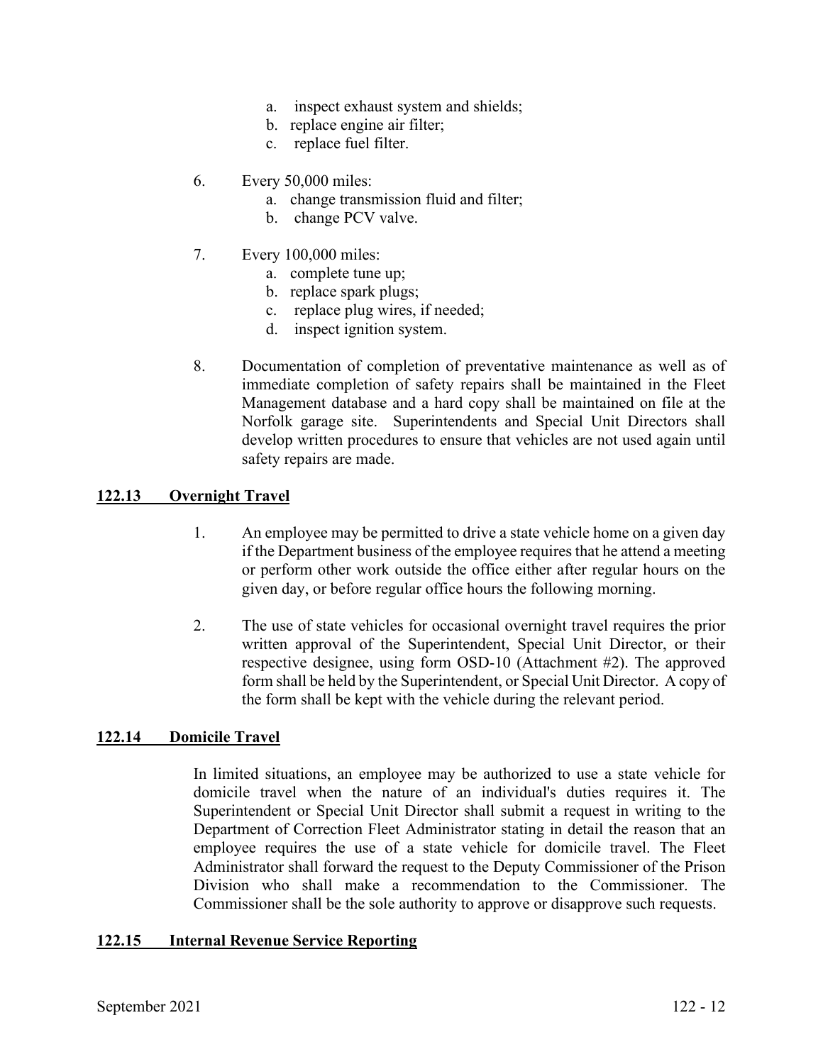a. inspect exhaust system and shields;
   b. replace engine air filter;
   c. replace fuel filter.

6. Every 50,000 miles:
   a. change transmission fluid and filter;
   b. change PCV valve.

7. Every 100,000 miles:
   a. complete tune up;
   b. replace spark plugs;
   c. replace plug wires, if needed;
   d. inspect ignition system.

8. Documentation of completion of preventative maintenance as well as of immediate completion of safety repairs shall be maintained in the Fleet Management database and a hard copy shall be maintained on file at the Norfolk garage site. Superintendents and Special Unit Directors shall develop written procedures to ensure that vehicles are not used again until safety repairs are made.

## **<u>122.13 Overnight Travel</u>**

1. An employee may be permitted to drive a state vehicle home on a given day if the Department business of the employee requires that he attend a meeting or perform other work outside the office either after regular hours on the given day, or before regular office hours the following morning.

2. The use of state vehicles for occasional overnight travel requires the prior written approval of the Superintendent, Special Unit Director, or their respective designee, using form OSD-10 (Attachment #2). The approved form shall be held by the Superintendent, or Special Unit Director. A copy of the form shall be kept with the vehicle during the relevant period.

## **<u>122.14 Domicile Travel</u>**

In limited situations, an employee may be authorized to use a state vehicle for domicile travel when the nature of an individual's duties requires it. The Superintendent or Special Unit Director shall submit a request in writing to the Department of Correction Fleet Administrator stating in detail the reason that an employee requires the use of a state vehicle for domicile travel. The Fleet Administrator shall forward the request to the Deputy Commissioner of the Prison Division who shall make a recommendation to the Commissioner. The Commissioner shall be the sole authority to approve or disapprove such requests.

## **<u>122.15 Internal Revenue Service Reporting</u>**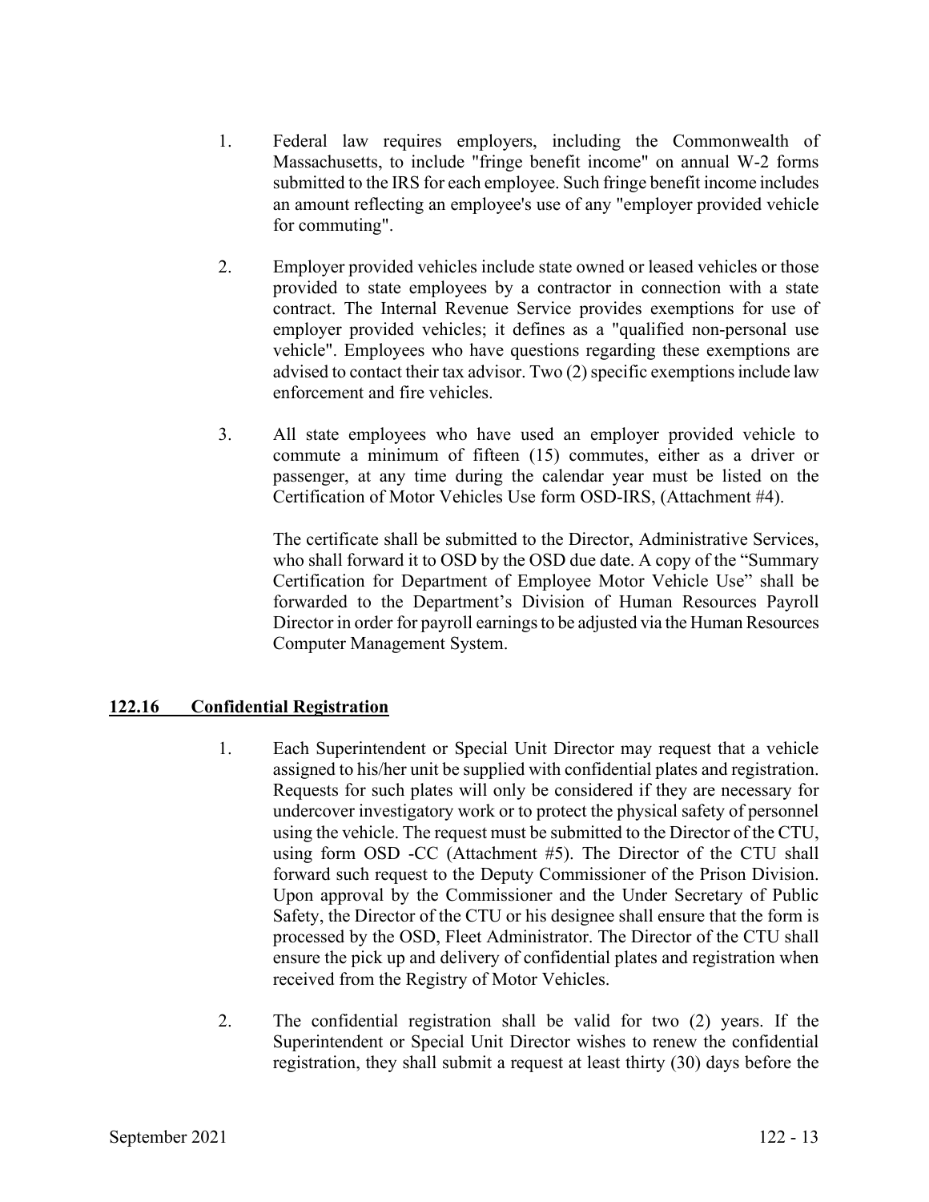1. Federal law requires employers, including the Commonwealth of Massachusetts, to include "fringe benefit income" on annual W-2 forms submitted to the IRS for each employee. Such fringe benefit income includes an amount reflecting an employee's use of any "employer provided vehicle for commuting".

2. Employer provided vehicles include state owned or leased vehicles or those provided to state employees by a contractor in connection with a state contract. The Internal Revenue Service provides exemptions for use of employer provided vehicles; it defines as a "qualified non-personal use vehicle". Employees who have questions regarding these exemptions are advised to contact their tax advisor. Two (2) specific exemptions include law enforcement and fire vehicles.

3. All state employees who have used an employer provided vehicle to commute a minimum of fifteen (15) commutes, either as a driver or passenger, at any time during the calendar year must be listed on the Certification of Motor Vehicles Use form OSD-IRS, (Attachment #4).

   The certificate shall be submitted to the Director, Administrative Services, who shall forward it to OSD by the OSD due date. A copy of the "Summary Certification for Department of Employee Motor Vehicle Use" shall be forwarded to the Department's Division of Human Resources Payroll Director in order for payroll earnings to be adjusted via the Human Resources Computer Management System.

## 122.16 Confidential Registration

1. Each Superintendent or Special Unit Director may request that a vehicle assigned to his/her unit be supplied with confidential plates and registration. Requests for such plates will only be considered if they are necessary for undercover investigatory work or to protect the physical safety of personnel using the vehicle. The request must be submitted to the Director of the CTU, using form OSD -CC (Attachment #5). The Director of the CTU shall forward such request to the Deputy Commissioner of the Prison Division. Upon approval by the Commissioner and the Under Secretary of Public Safety, the Director of the CTU or his designee shall ensure that the form is processed by the OSD, Fleet Administrator. The Director of the CTU shall ensure the pick up and delivery of confidential plates and registration when received from the Registry of Motor Vehicles.

2. The confidential registration shall be valid for two (2) years. If the Superintendent or Special Unit Director wishes to renew the confidential registration, they shall submit a request at least thirty (30) days before the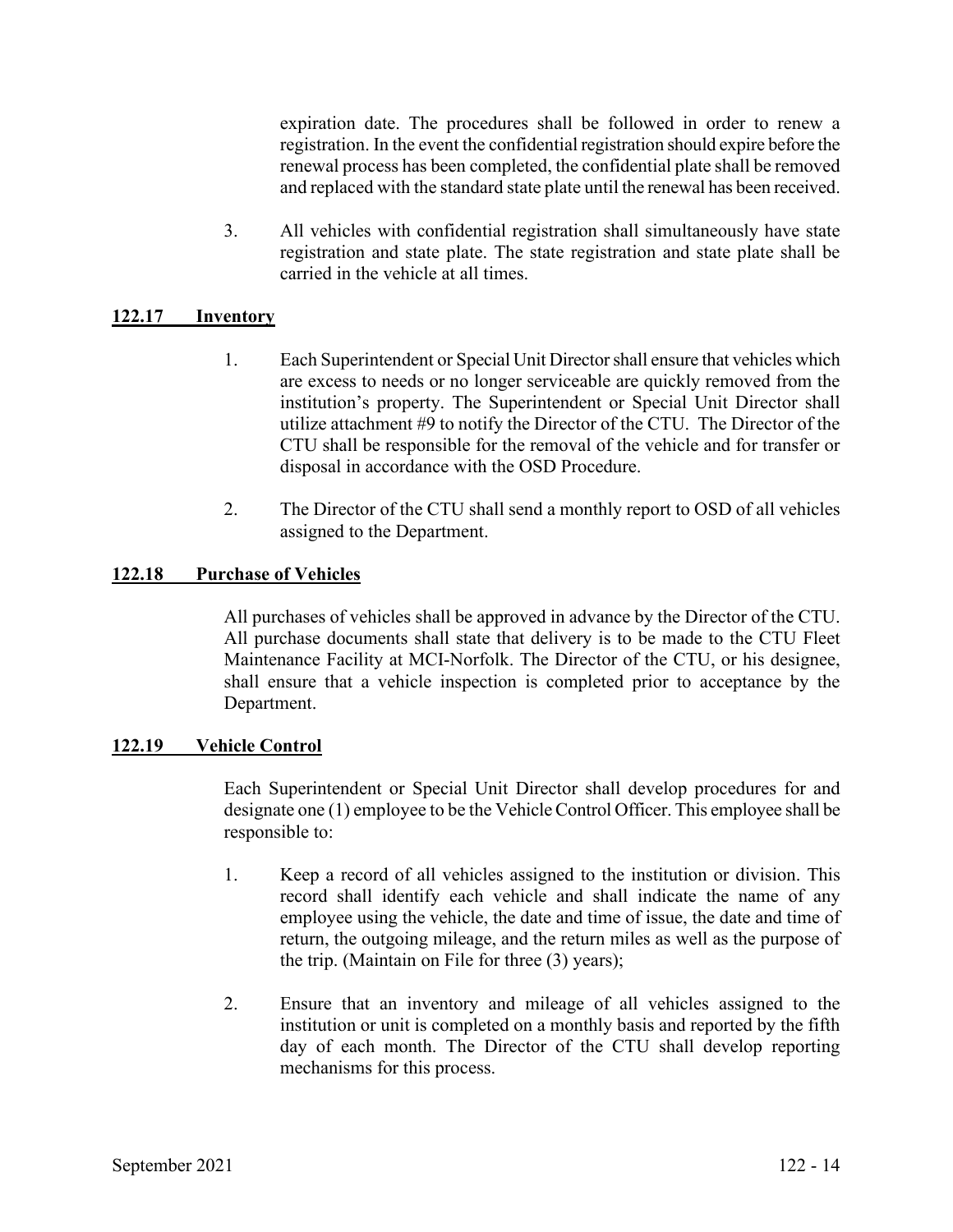expiration date. The procedures shall be followed in order to renew a registration. In the event the confidential registration should expire before the renewal process has been completed, the confidential plate shall be removed and replaced with the standard state plate until the renewal has been received.

3. All vehicles with confidential registration shall simultaneously have state registration and state plate. The state registration and state plate shall be carried in the vehicle at all times.

## 122.17 Inventory

1. Each Superintendent or Special Unit Director shall ensure that vehicles which are excess to needs or no longer serviceable are quickly removed from the institution's property. The Superintendent or Special Unit Director shall utilize attachment #9 to notify the Director of the CTU. The Director of the CTU shall be responsible for the removal of the vehicle and for transfer or disposal in accordance with the OSD Procedure.

2. The Director of the CTU shall send a monthly report to OSD of all vehicles assigned to the Department.

## 122.18 Purchase of Vehicles

All purchases of vehicles shall be approved in advance by the Director of the CTU. All purchase documents shall state that delivery is to be made to the CTU Fleet Maintenance Facility at MCI-Norfolk. The Director of the CTU, or his designee, shall ensure that a vehicle inspection is completed prior to acceptance by the Department.

## 122.19 Vehicle Control

Each Superintendent or Special Unit Director shall develop procedures for and designate one (1) employee to be the Vehicle Control Officer. This employee shall be responsible to:

1. Keep a record of all vehicles assigned to the institution or division. This record shall identify each vehicle and shall indicate the name of any employee using the vehicle, the date and time of issue, the date and time of return, the outgoing mileage, and the return miles as well as the purpose of the trip. (Maintain on File for three (3) years);

2. Ensure that an inventory and mileage of all vehicles assigned to the institution or unit is completed on a monthly basis and reported by the fifth day of each month. The Director of the CTU shall develop reporting mechanisms for this process.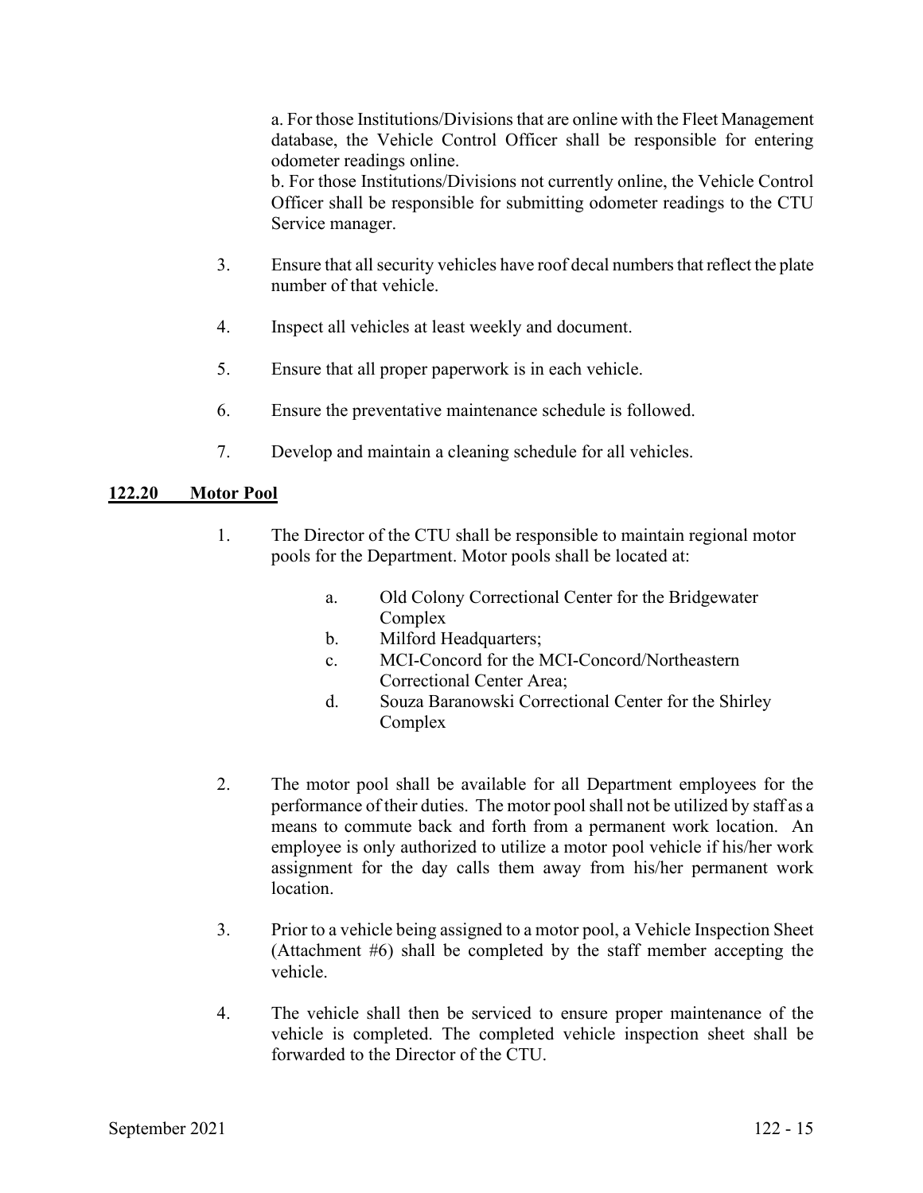a. For those Institutions/Divisions that are online with the Fleet Management database, the Vehicle Control Officer shall be responsible for entering odometer readings online.
b. For those Institutions/Divisions not currently online, the Vehicle Control Officer shall be responsible for submitting odometer readings to the CTU Service manager.

3. Ensure that all security vehicles have roof decal numbers that reflect the plate number of that vehicle.

4. Inspect all vehicles at least weekly and document.

5. Ensure that all proper paperwork is in each vehicle.

6. Ensure the preventative maintenance schedule is followed.

7. Develop and maintain a cleaning schedule for all vehicles.

## **122.20 Motor Pool**

1. The Director of the CTU shall be responsible to maintain regional motor pools for the Department. Motor pools shall be located at:

   a. Old Colony Correctional Center for the Bridgewater Complex
   b. Milford Headquarters;
   c. MCI-Concord for the MCI-Concord/Northeastern Correctional Center Area;
   d. Souza Baranowski Correctional Center for the Shirley Complex

2. The motor pool shall be available for all Department employees for the performance of their duties. The motor pool shall not be utilized by staff as a means to commute back and forth from a permanent work location. An employee is only authorized to utilize a motor pool vehicle if his/her work assignment for the day calls them away from his/her permanent work location.

3. Prior to a vehicle being assigned to a motor pool, a Vehicle Inspection Sheet (Attachment #6) shall be completed by the staff member accepting the vehicle.

4. The vehicle shall then be serviced to ensure proper maintenance of the vehicle is completed. The completed vehicle inspection sheet shall be forwarded to the Director of the CTU.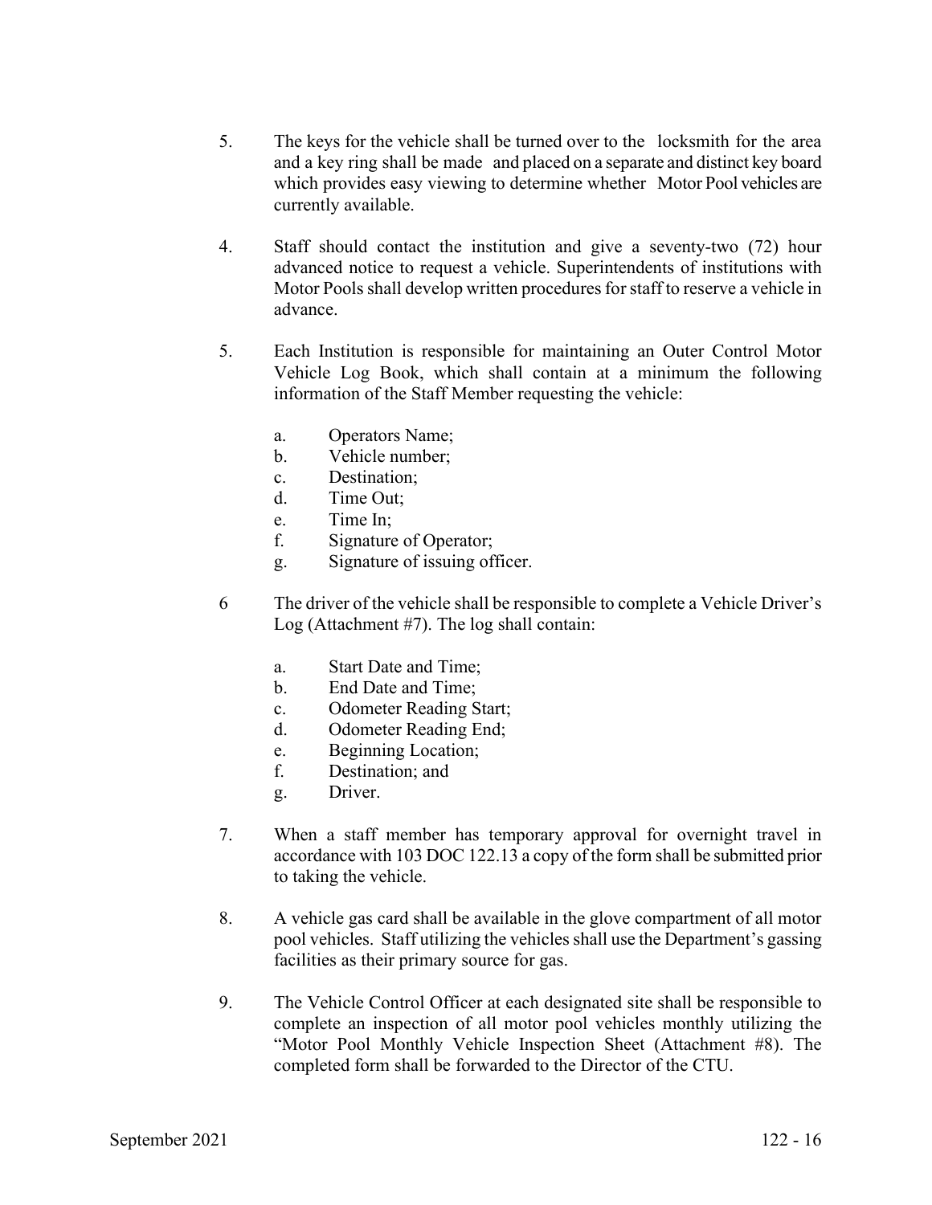5. The keys for the vehicle shall be turned over to the locksmith for the area and a key ring shall be made and placed on a separate and distinct key board which provides easy viewing to determine whether Motor Pool vehicles are currently available.

4. Staff should contact the institution and give a seventy-two (72) hour advanced notice to request a vehicle. Superintendents of institutions with Motor Pools shall develop written procedures for staff to reserve a vehicle in advance.

5. Each Institution is responsible for maintaining an Outer Control Motor Vehicle Log Book, which shall contain at a minimum the following information of the Staff Member requesting the vehicle:

   a. Operators Name;
   b. Vehicle number;
   c. Destination;
   d. Time Out;
   e. Time In;
   f. Signature of Operator;
   g. Signature of issuing officer.

6 The driver of the vehicle shall be responsible to complete a Vehicle Driver's Log (Attachment #7). The log shall contain:

   a. Start Date and Time;
   b. End Date and Time;
   c. Odometer Reading Start;
   d. Odometer Reading End;
   e. Beginning Location;
   f. Destination; and
   g. Driver.

7. When a staff member has temporary approval for overnight travel in accordance with 103 DOC 122.13 a copy of the form shall be submitted prior to taking the vehicle.

8. A vehicle gas card shall be available in the glove compartment of all motor pool vehicles. Staff utilizing the vehicles shall use the Department's gassing facilities as their primary source for gas.

9. The Vehicle Control Officer at each designated site shall be responsible to complete an inspection of all motor pool vehicles monthly utilizing the "Motor Pool Monthly Vehicle Inspection Sheet (Attachment #8). The completed form shall be forwarded to the Director of the CTU.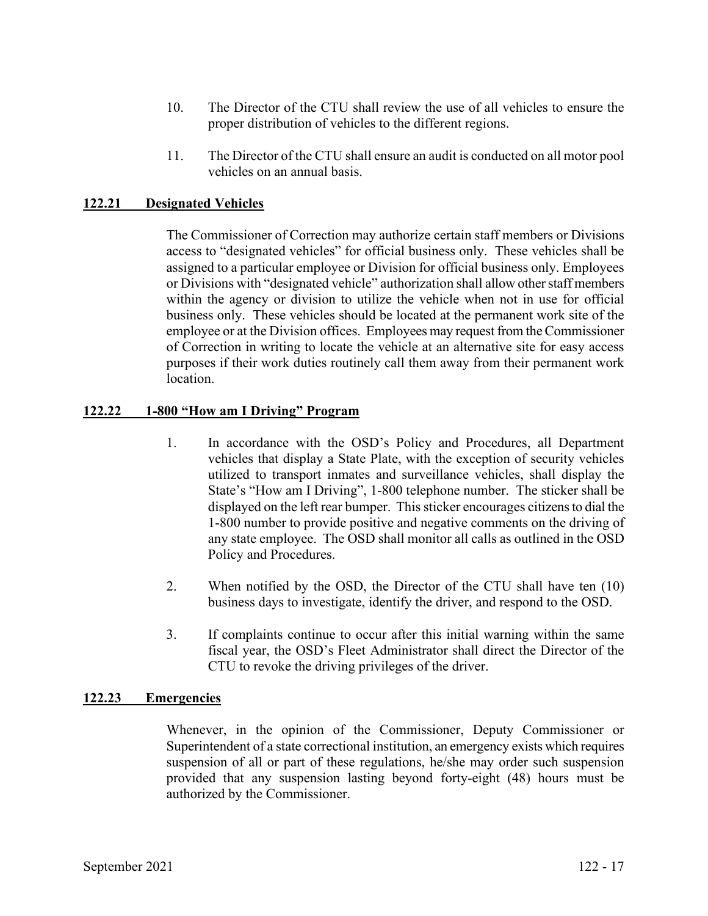10. The Director of the CTU shall review the use of all vehicles to ensure the proper distribution of vehicles to the different regions.

11. The Director of the CTU shall ensure an audit is conducted on all motor pool vehicles on an annual basis.

## 122.21 Designated Vehicles

The Commissioner of Correction may authorize certain staff members or Divisions access to "designated vehicles" for official business only. These vehicles shall be assigned to a particular employee or Division for official business only. Employees or Divisions with "designated vehicle" authorization shall allow other staff members within the agency or division to utilize the vehicle when not in use for official business only. These vehicles should be located at the permanent work site of the employee or at the Division offices. Employees may request from the Commissioner of Correction in writing to locate the vehicle at an alternative site for easy access purposes if their work duties routinely call them away from their permanent work location.

## 122.22 1-800 "How am I Driving" Program

1. In accordance with the OSD's Policy and Procedures, all Department vehicles that display a State Plate, with the exception of security vehicles utilized to transport inmates and surveillance vehicles, shall display the State's "How am I Driving", 1-800 telephone number. The sticker shall be displayed on the left rear bumper. This sticker encourages citizens to dial the 1-800 number to provide positive and negative comments on the driving of any state employee. The OSD shall monitor all calls as outlined in the OSD Policy and Procedures.

2. When notified by the OSD, the Director of the CTU shall have ten (10) business days to investigate, identify the driver, and respond to the OSD.

3. If complaints continue to occur after this initial warning within the same fiscal year, the OSD's Fleet Administrator shall direct the Director of the CTU to revoke the driving privileges of the driver.

## 122.23 Emergencies

Whenever, in the opinion of the Commissioner, Deputy Commissioner or Superintendent of a state correctional institution, an emergency exists which requires suspension of all or part of these regulations, he/she may order such suspension provided that any suspension lasting beyond forty-eight (48) hours must be authorized by the Commissioner.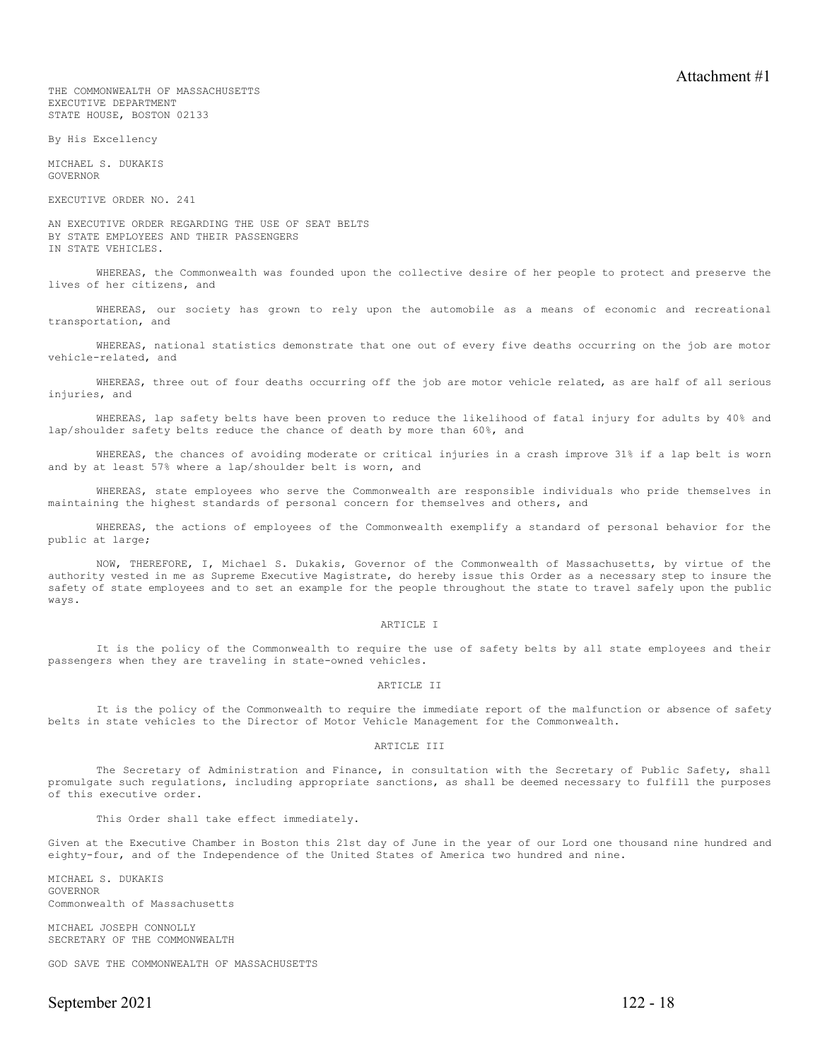Attachment #1

THE COMMONWEALTH OF MASSACHUSETTS
EXECUTIVE DEPARTMENT
STATE HOUSE, BOSTON 02133

By His Excellency

MICHAEL S. DUKAKIS
GOVERNOR

EXECUTIVE ORDER NO. 241

AN EXECUTIVE ORDER REGARDING THE USE OF SEAT BELTS
BY STATE EMPLOYEES AND THEIR PASSENGERS
IN STATE VEHICLES.

WHEREAS, the Commonwealth was founded upon the collective desire of her people to protect and preserve the lives of her citizens, and

WHEREAS, our society has grown to rely upon the automobile as a means of economic and recreational transportation, and

WHEREAS, national statistics demonstrate that one out of every five deaths occurring on the job are motor vehicle-related, and

WHEREAS, three out of four deaths occurring off the job are motor vehicle related, as are half of all serious injuries, and

WHEREAS, lap safety belts have been proven to reduce the likelihood of fatal injury for adults by 40% and lap/shoulder safety belts reduce the chance of death by more than 60%, and

WHEREAS, the chances of avoiding moderate or critical injuries in a crash improve 31% if a lap belt is worn and by at least 57% where a lap/shoulder belt is worn, and

WHEREAS, state employees who serve the Commonwealth are responsible individuals who pride themselves in maintaining the highest standards of personal concern for themselves and others, and

WHEREAS, the actions of employees of the Commonwealth exemplify a standard of personal behavior for the public at large;

NOW, THEREFORE, I, Michael S. Dukakis, Governor of the Commonwealth of Massachusetts, by virtue of the authority vested in me as Supreme Executive Magistrate, do hereby issue this Order as a necessary step to insure the safety of state employees and to set an example for the people throughout the state to travel safely upon the public ways.

ARTICLE I

It is the policy of the Commonwealth to require the use of safety belts by all state employees and their passengers when they are traveling in state-owned vehicles.

ARTICLE II

It is the policy of the Commonwealth to require the immediate report of the malfunction or absence of safety belts in state vehicles to the Director of Motor Vehicle Management for the Commonwealth.

ARTICLE III

The Secretary of Administration and Finance, in consultation with the Secretary of Public Safety, shall promulgate such regulations, including appropriate sanctions, as shall be deemed necessary to fulfill the purposes of this executive order.

This Order shall take effect immediately.

Given at the Executive Chamber in Boston this 21st day of June in the year of our Lord one thousand nine hundred and eighty-four, and of the Independence of the United States of America two hundred and nine.

MICHAEL S. DUKAKIS
GOVERNOR
Commonwealth of Massachusetts

MICHAEL JOSEPH CONNOLLY
SECRETARY OF THE COMMONWEALTH

GOD SAVE THE COMMONWEALTH OF MASSACHUSETTS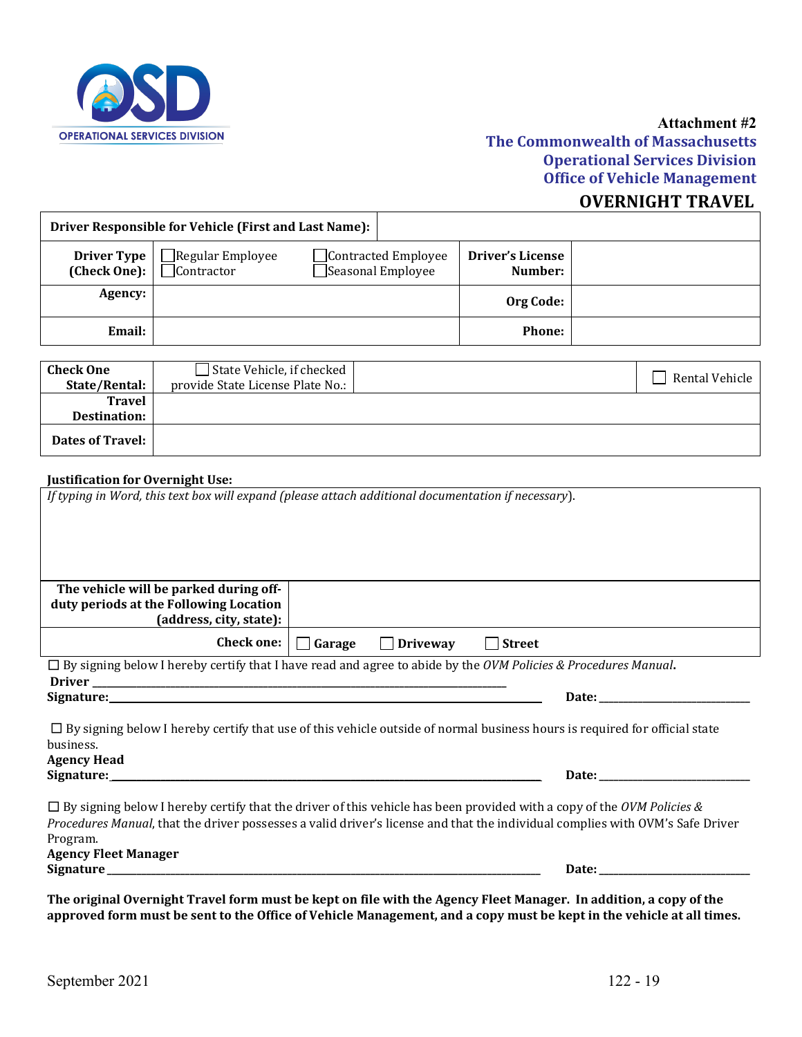Attachment #2

**The Commonwealth of Massachusetts**
**Operational Services Division**
**Office of Vehicle Management**

# OVERNIGHT TRAVEL

| **Driver Responsible for Vehicle (First and Last Name):** | | | |
|---|---|---|---|
| **Driver Type (Check One):** | ☐ Regular Employee ☐ Contracted Employee ☐ Contractor ☐ Seasonal Employee | **Driver's License Number:** | |
| **Agency:** | | **Org Code:** | |
| **Email:** | | **Phone:** | |

| **Check One State/Rental:** | ☐ State Vehicle, if checked provide State License Plate No.: | | ☐ Rental Vehicle |
|---|---|---|---|
| **Travel Destination:** | | | |
| **Dates of Travel:** | | | |

**Justification for Overnight Use:**

*If typing in Word, this text box will expand (please attach additional documentation if necessary).*

| **The vehicle will be parked during off-duty periods at the Following Location (address, city, state):** | |
|---|---|
| **Check one:** | ☐ **Garage** ☐ **Driveway** ☐ **Street** |

☐ By signing below I hereby certify that I have read and agree to abide by the *OVM Policies & Procedures Manual*.

**Driver Signature:**\_\_\_\_\_\_\_\_\_\_\_\_\_\_\_\_\_\_\_\_\_\_\_\_\_\_\_\_\_\_\_\_\_\_\_\_\_\_\_\_ **Date:** \_\_\_\_\_\_\_\_\_\_\_\_\_\_\_\_

☐ By signing below I hereby certify that use of this vehicle outside of normal business hours is required for official state business.

**Agency Head Signature:**\_\_\_\_\_\_\_\_\_\_\_\_\_\_\_\_\_\_\_\_\_\_\_\_\_\_\_\_\_\_\_\_\_\_\_\_\_\_\_\_ **Date:** \_\_\_\_\_\_\_\_\_\_\_\_\_\_\_\_

☐ By signing below I hereby certify that the driver of this vehicle has been provided with a copy of the *OVM Policies & Procedures Manual*, that the driver possesses a valid driver's license and that the individual complies with OVM's Safe Driver Program.

**Agency Fleet Manager Signature** \_\_\_\_\_\_\_\_\_\_\_\_\_\_\_\_\_\_\_\_\_\_\_\_\_\_\_\_\_\_\_\_\_\_\_\_\_\_\_\_ **Date:** \_\_\_\_\_\_\_\_\_\_\_\_\_\_\_\_

**The original Overnight Travel form must be kept on file with the Agency Fleet Manager. In addition, a copy of the approved form must be sent to the Office of Vehicle Management, and a copy must be kept in the vehicle at all times.**

September 2021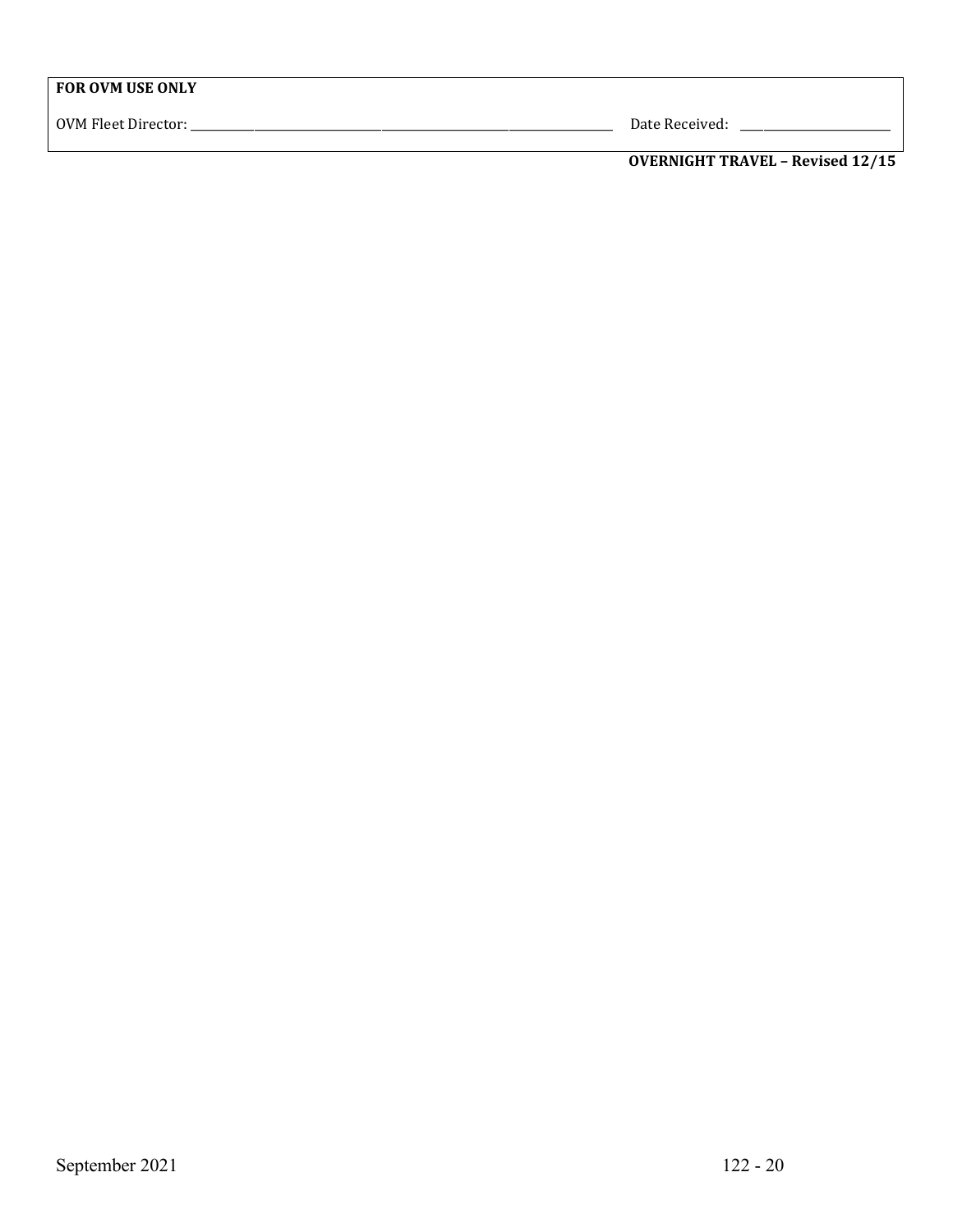| **FOR OVM USE ONLY** | |
|---|---|
| OVM Fleet Director: ______________________________ | Date Received: ______________ |

**OVERNIGHT TRAVEL – Revised 12/15**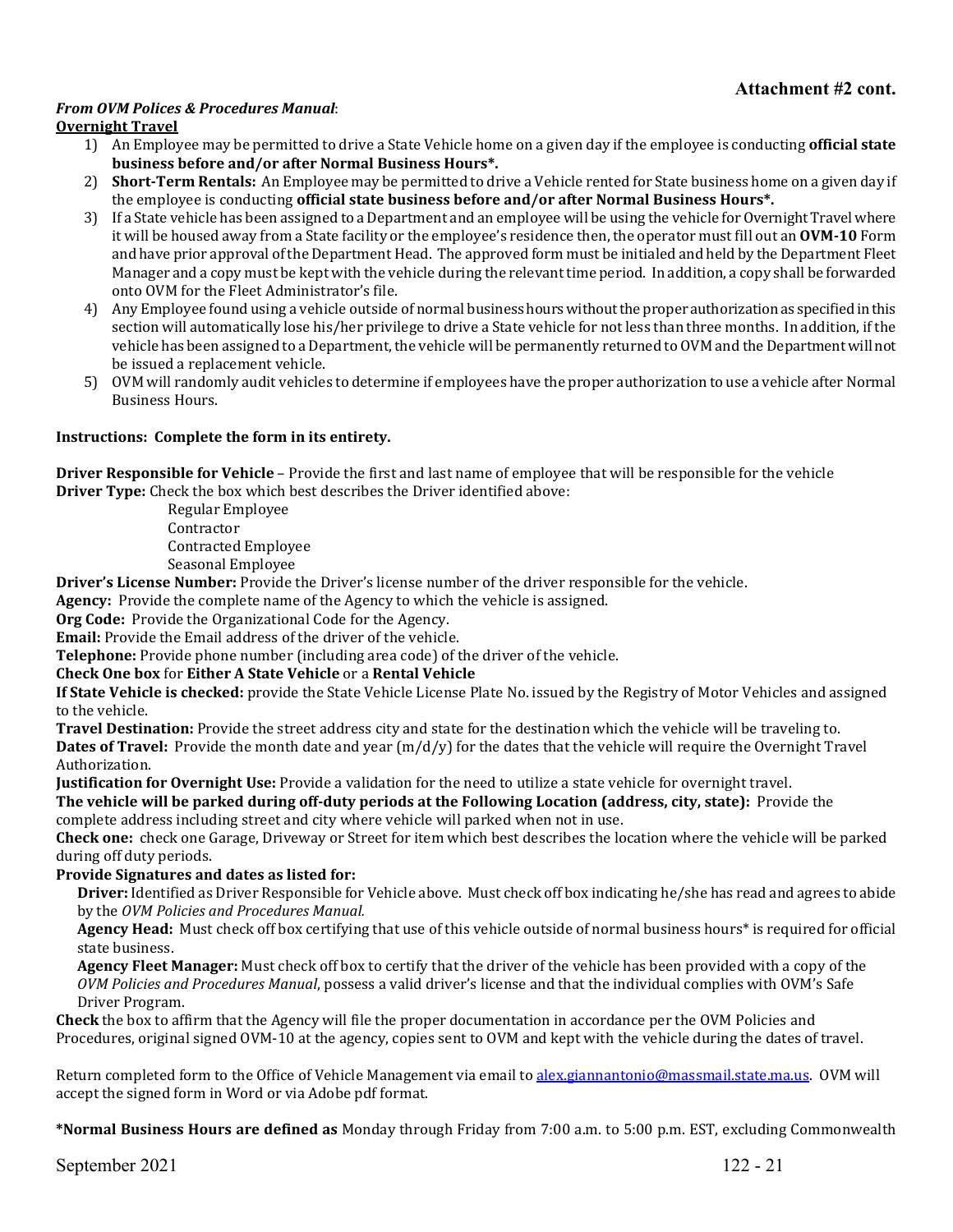**Attachment #2 cont.**

***From OVM Polices & Procedures Manual*:**

**Overnight Travel**

1) An Employee may be permitted to drive a State Vehicle home on a given day if the employee is conducting **official state business before and/or after Normal Business Hours*.**
2) **Short-Term Rentals:** An Employee may be permitted to drive a Vehicle rented for State business home on a given day if the employee is conducting **official state business before and/or after Normal Business Hours*.**
3) If a State vehicle has been assigned to a Department and an employee will be using the vehicle for Overnight Travel where it will be housed away from a State facility or the employee's residence then, the operator must fill out an **OVM-10** Form and have prior approval of the Department Head. The approved form must be initialed and held by the Department Fleet Manager and a copy must be kept with the vehicle during the relevant time period. In addition, a copy shall be forwarded onto OVM for the Fleet Administrator's file.
4) Any Employee found using a vehicle outside of normal business hours without the proper authorization as specified in this section will automatically lose his/her privilege to drive a State vehicle for not less than three months. In addition, if the vehicle has been assigned to a Department, the vehicle will be permanently returned to OVM and the Department will not be issued a replacement vehicle.
5) OVM will randomly audit vehicles to determine if employees have the proper authorization to use a vehicle after Normal Business Hours.

**Instructions: Complete the form in its entirety.**

**Driver Responsible for Vehicle** – Provide the first and last name of employee that will be responsible for the vehicle
**Driver Type:** Check the box which best describes the Driver identified above:

Regular Employee
Contractor
Contracted Employee
Seasonal Employee

**Driver's License Number:** Provide the Driver's license number of the driver responsible for the vehicle.
**Agency:** Provide the complete name of the Agency to which the vehicle is assigned.
**Org Code:** Provide the Organizational Code for the Agency.
**Email:** Provide the Email address of the driver of the vehicle.
**Telephone:** Provide phone number (including area code) of the driver of the vehicle.
**Check One box** for **Either A State Vehicle** or a **Rental Vehicle**
**If State Vehicle is checked:** provide the State Vehicle License Plate No. issued by the Registry of Motor Vehicles and assigned to the vehicle.
**Travel Destination:** Provide the street address city and state for the destination which the vehicle will be traveling to.
**Dates of Travel:** Provide the month date and year (m/d/y) for the dates that the vehicle will require the Overnight Travel Authorization.
**Justification for Overnight Use:** Provide a validation for the need to utilize a state vehicle for overnight travel.
**The vehicle will be parked during off-duty periods at the Following Location (address, city, state):** Provide the complete address including street and city where vehicle will parked when not in use.
**Check one:** check one Garage, Driveway or Street for item which best describes the location where the vehicle will be parked during off duty periods.
**Provide Signatures and dates as listed for:**

**Driver:** Identified as Driver Responsible for Vehicle above. Must check off box indicating he/she has read and agrees to abide by the *OVM Policies and Procedures Manual.*

**Agency Head:** Must check off box certifying that use of this vehicle outside of normal business hours* is required for official state business.

**Agency Fleet Manager:** Must check off box to certify that the driver of the vehicle has been provided with a copy of the *OVM Policies and Procedures Manual*, possess a valid driver's license and that the individual complies with OVM's Safe Driver Program.

**Check** the box to affirm that the Agency will file the proper documentation in accordance per the OVM Policies and Procedures, original signed OVM-10 at the agency, copies sent to OVM and kept with the vehicle during the dates of travel.

Return completed form to the Office of Vehicle Management via email to [alex.giannantonio@massmail.state.ma.us](mailto:alex.giannantonio@massmail.state.ma.us). OVM will accept the signed form in Word or via Adobe pdf format.

***Normal Business Hours are defined as** Monday through Friday from 7:00 a.m. to 5:00 p.m. EST, excluding Commonwealth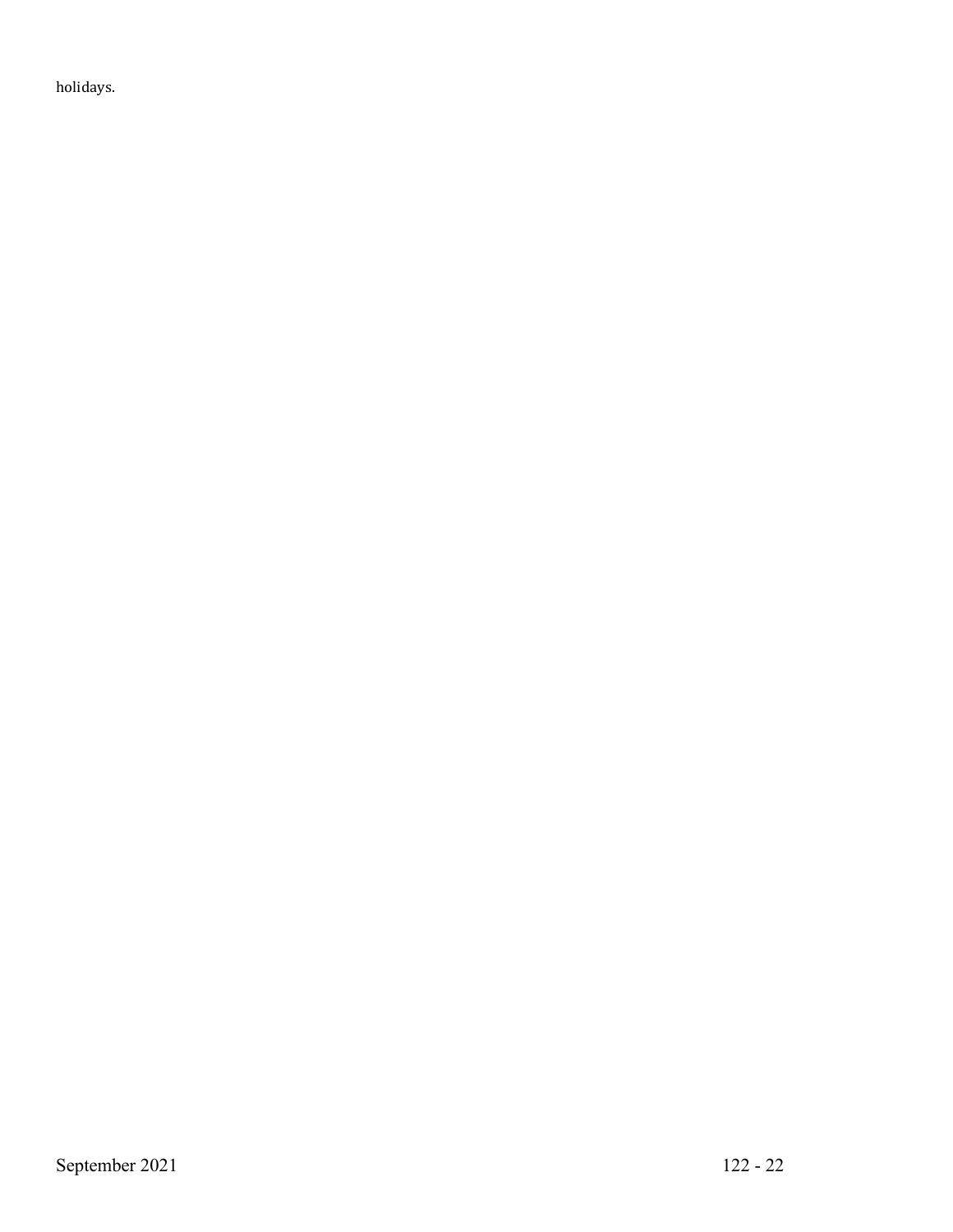holidays.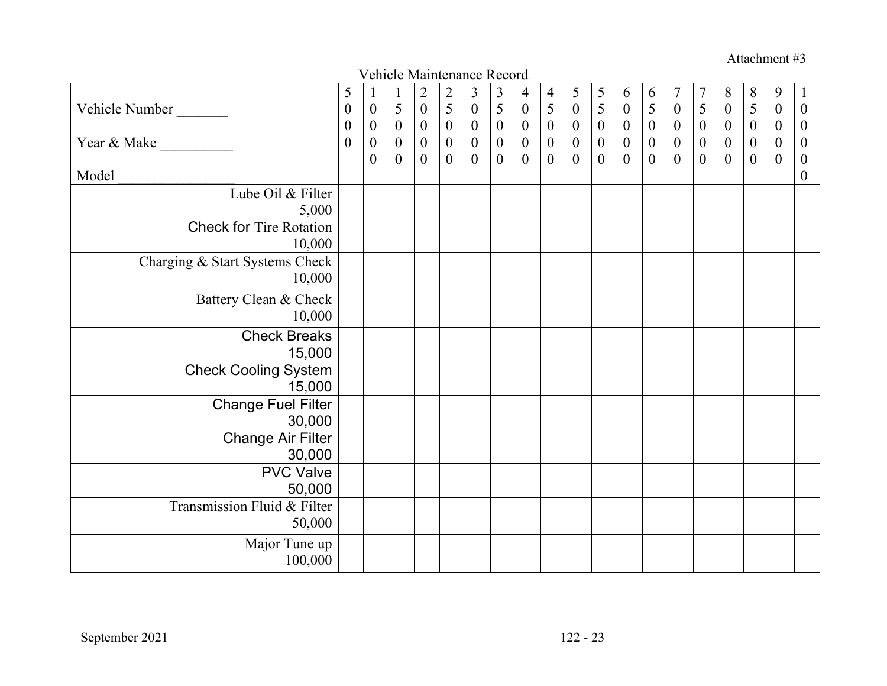Attachment #3

Vehicle Maintenance Record

| Vehicle Number _______ Year & Make __________ Model ________________ | 500 | 1000 | 1500 | 2000 | 2500 | 3000 | 3500 | 4000 | 4500 | 5000 | 5500 | 6000 | 6500 | 7000 | 7500 | 8000 | 8500 | 9000 | 10000 |
|---|---|---|---|---|---|---|---|---|---|---|---|---|---|---|---|---|---|---|---|
| Lube Oil & Filter 5,000 | | | | | | | | | | | | | | | | | | | |
| Check for Tire Rotation 10,000 | | | | | | | | | | | | | | | | | | | |
| Charging & Start Systems Check 10,000 | | | | | | | | | | | | | | | | | | | |
| Battery Clean & Check 10,000 | | | | | | | | | | | | | | | | | | | |
| Check Breaks 15,000 | | | | | | | | | | | | | | | | | | | |
| Check Cooling System 15,000 | | | | | | | | | | | | | | | | | | | |
| Change Fuel Filter 30,000 | | | | | | | | | | | | | | | | | | | |
| Change Air Filter 30,000 | | | | | | | | | | | | | | | | | | | |
| PVC Valve 50,000 | | | | | | | | | | | | | | | | | | | |
| Transmission Fluid & Filter 50,000 | | | | | | | | | | | | | | | | | | | |
| Major Tune up 100,000 | | | | | | | | | | | | | | | | | | | |

September 2021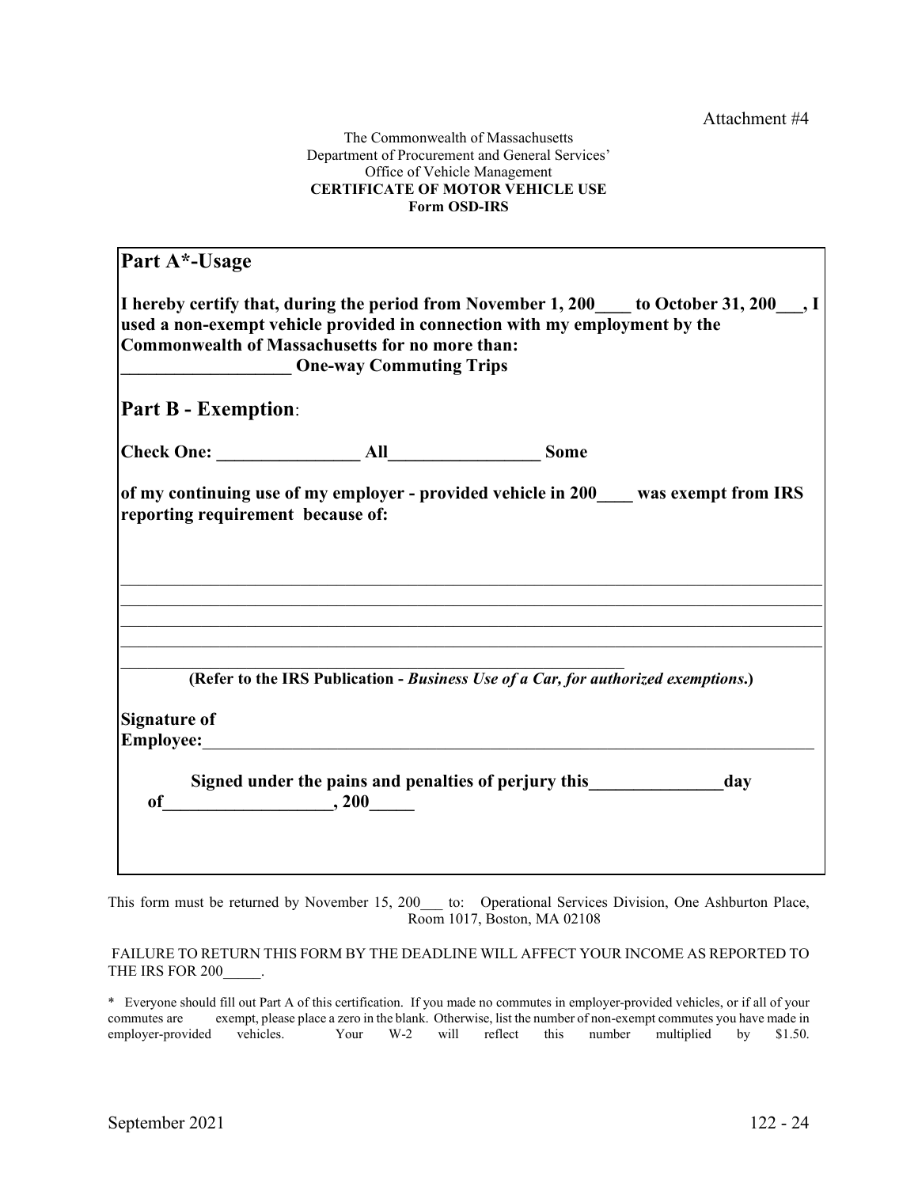Attachment #4

The Commonwealth of Massachusetts
Department of Procurement and General Services'
Office of Vehicle Management
**CERTIFICATE OF MOTOR VEHICLE USE**
**Form OSD-IRS**

## Part A*-Usage

**I hereby certify that, during the period from November 1, 200____ to October 31, 200___, I used a non-exempt vehicle provided in connection with my employment by the Commonwealth of Massachusetts for no more than:**
**___________________ One-way Commuting Trips**

## Part B - Exemption:

**Check One: ________________ All_________________ Some**

**of my continuing use of my employer - provided vehicle in 200____ was exempt from IRS reporting requirement because of:**

_______________________________________________________________________________
_______________________________________________________________________________
_______________________________________________________________________________
_______________________________________________________________________________
_______________________________________________________________

**(Refer to the IRS Publication -** ***Business Use of a Car, for authorized exemptions.*****)**

**Signature of Employee:**_______________________________________________________________

**Signed under the pains and penalties of perjury this_______________day of___________________, 200_____**

This form must be returned by November 15, 200___ to: Operational Services Division, One Ashburton Place, Room 1017, Boston, MA 02108

FAILURE TO RETURN THIS FORM BY THE DEADLINE WILL AFFECT YOUR INCOME AS REPORTED TO THE IRS FOR 200_____.

* Everyone should fill out Part A of this certification. If you made no commutes in employer-provided vehicles, or if all of your commutes are exempt, please place a zero in the blank. Otherwise, list the number of non-exempt commutes you have made in employer-provided vehicles. Your W-2 will reflect this number multiplied by $1.50.

September 2021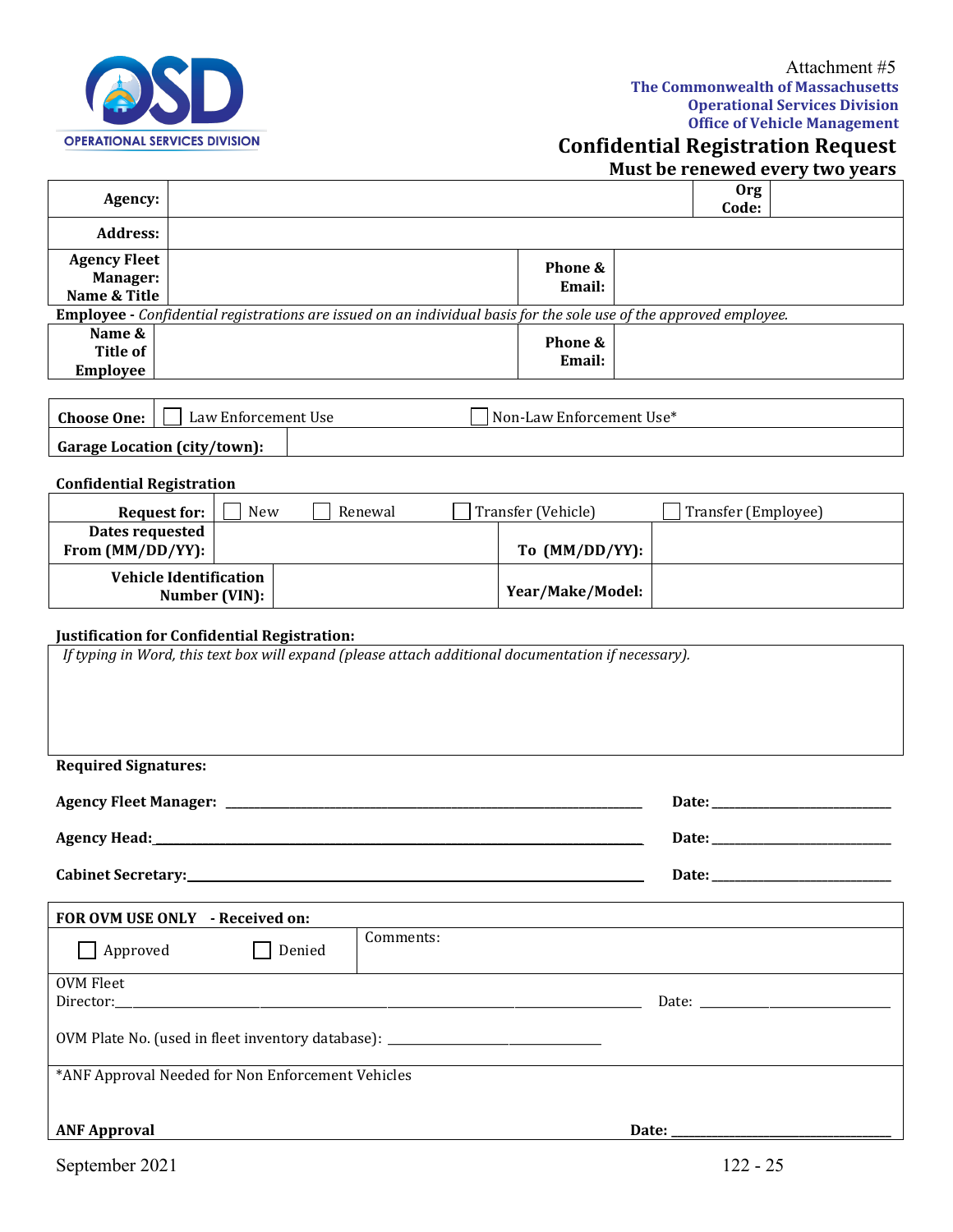Attachment #5

**The Commonwealth of Massachusetts**
**Operational Services Division**
**Office of Vehicle Management**

# Confidential Registration Request

**Must be renewed every two years**

| **Agency:** | | **Org Code:** | |
|---|---|---|---|
| **Address:** | | | |
| **Agency Fleet Manager: Name & Title** | | **Phone & Email:** | |

**Employee -** *Confidential registrations are issued on an individual basis for the sole use of the approved employee.*

| **Name & Title of Employee** | | **Phone & Email:** | |
|---|---|---|---|

| **Choose One:** | ☐ Law Enforcement Use | ☐ Non-Law Enforcement Use* |
|---|---|---|
| **Garage Location (city/town):** | | |

**Confidential Registration**

| **Request for:** | ☐ New ☐ Renewal | ☐ Transfer (Vehicle) | ☐ Transfer (Employee) |
|---|---|---|---|
| **Dates requested From (MM/DD/YY):** | | **To (MM/DD/YY):** | |
| **Vehicle Identification Number (VIN):** | | **Year/Make/Model:** | |

**Justification for Confidential Registration:**

*If typing in Word, this text box will expand (please attach additional documentation if necessary).*

**Required Signatures:**

**Agency Fleet Manager:** ______________________________ **Date:** ______________

**Agency Head:** ______________________________ **Date:** ______________

**Cabinet Secretary:** ______________________________ **Date:** ______________

| **FOR OVM USE ONLY - Received on:** | |
|---|---|
| ☐ Approved ☐ Denied | Comments: |

OVM Fleet Director: ______________________________ Date: ______________

OVM Plate No. (used in fleet inventory database): ______________

*ANF Approval Needed for Non Enforcement Vehicles

**ANF Approval** **Date:** ______________

September 2021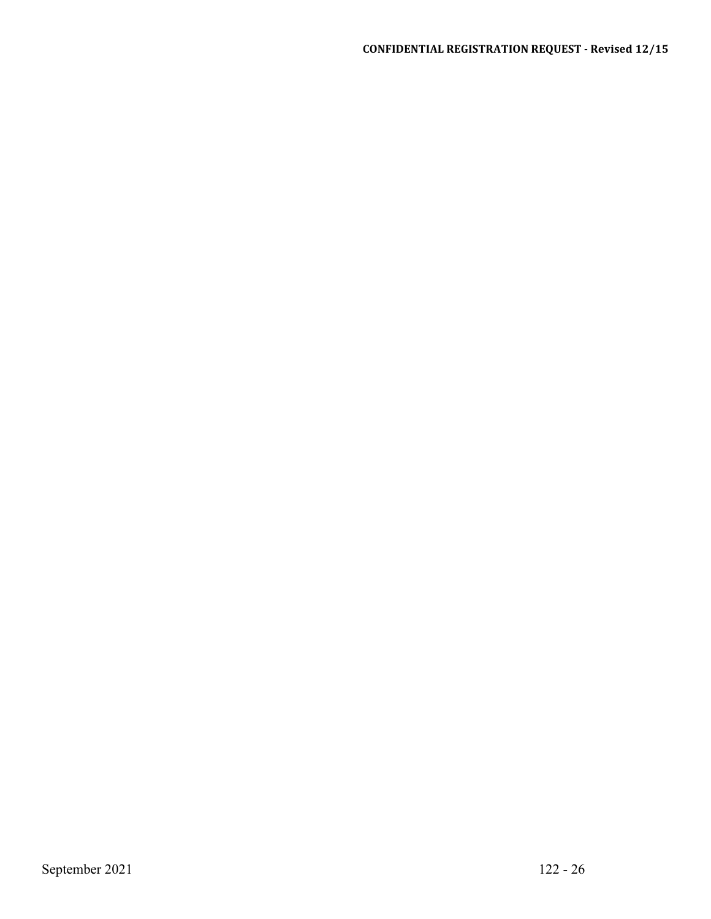**CONFIDENTIAL REGISTRATION REQUEST - Revised 12/15**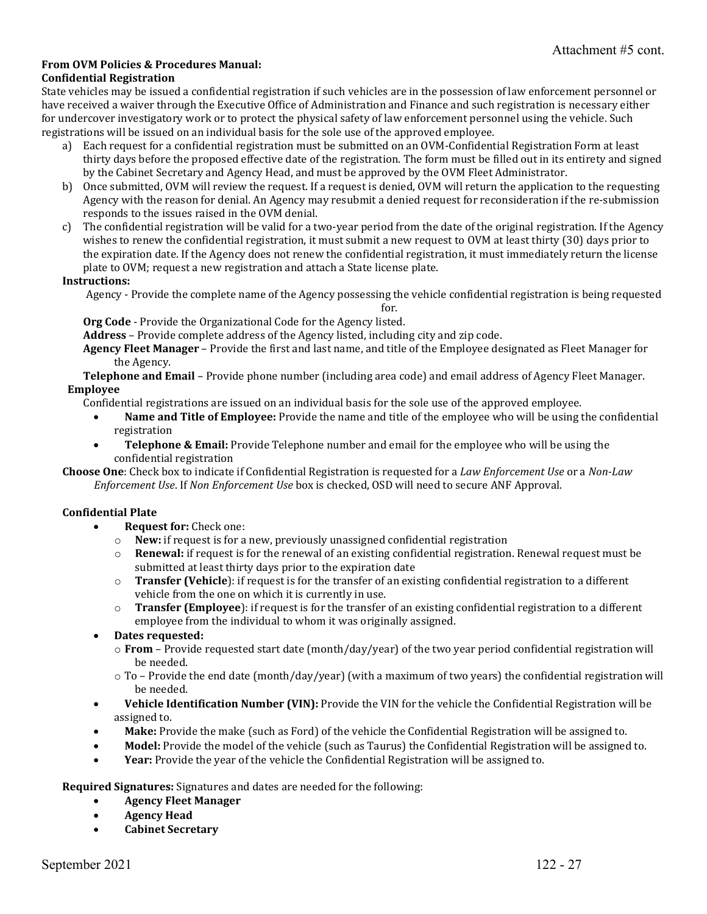Attachment #5 cont.

**From OVM Policies & Procedures Manual:**
**Confidential Registration**

State vehicles may be issued a confidential registration if such vehicles are in the possession of law enforcement personnel or have received a waiver through the Executive Office of Administration and Finance and such registration is necessary either for undercover investigatory work or to protect the physical safety of law enforcement personnel using the vehicle. Such registrations will be issued on an individual basis for the sole use of the approved employee.

a) Each request for a confidential registration must be submitted on an OVM-Confidential Registration Form at least thirty days before the proposed effective date of the registration. The form must be filled out in its entirety and signed by the Cabinet Secretary and Agency Head, and must be approved by the OVM Fleet Administrator.
b) Once submitted, OVM will review the request. If a request is denied, OVM will return the application to the requesting Agency with the reason for denial. An Agency may resubmit a denied request for reconsideration if the re-submission responds to the issues raised in the OVM denial.
c) The confidential registration will be valid for a two-year period from the date of the original registration. If the Agency wishes to renew the confidential registration, it must submit a new request to OVM at least thirty (30) days prior to the expiration date. If the Agency does not renew the confidential registration, it must immediately return the license plate to OVM; request a new registration and attach a State license plate.

**Instructions:**

Agency - Provide the complete name of the Agency possessing the vehicle confidential registration is being requested for.

**Org Code** - Provide the Organizational Code for the Agency listed.

**Address** – Provide complete address of the Agency listed, including city and zip code.

**Agency Fleet Manager** – Provide the first and last name, and title of the Employee designated as Fleet Manager for the Agency.

**Telephone and Email** – Provide phone number (including area code) and email address of Agency Fleet Manager.

**Employee**

Confidential registrations are issued on an individual basis for the sole use of the approved employee.

- **Name and Title of Employee:** Provide the name and title of the employee who will be using the confidential registration
- **Telephone & Email:** Provide Telephone number and email for the employee who will be using the confidential registration

**Choose One**: Check box to indicate if Confidential Registration is requested for a *Law Enforcement Use* or a *Non-Law Enforcement Use*. If *Non Enforcement Use* box is checked, OSD will need to secure ANF Approval.

**Confidential Plate**

- **Request for:** Check one:
  - **New:** if request is for a new, previously unassigned confidential registration
  - **Renewal:** if request is for the renewal of an existing confidential registration. Renewal request must be submitted at least thirty days prior to the expiration date
  - **Transfer (Vehicle**): if request is for the transfer of an existing confidential registration to a different vehicle from the one on which it is currently in use.
  - **Transfer (Employee**): if request is for the transfer of an existing confidential registration to a different employee from the individual to whom it was originally assigned.
- **Dates requested:**
  - **From** – Provide requested start date (month/day/year) of the two year period confidential registration will be needed.
  - To – Provide the end date (month/day/year) (with a maximum of two years) the confidential registration will be needed.
- **Vehicle Identification Number (VIN):** Provide the VIN for the vehicle the Confidential Registration will be assigned to.
- **Make:** Provide the make (such as Ford) of the vehicle the Confidential Registration will be assigned to.
- **Model:** Provide the model of the vehicle (such as Taurus) the Confidential Registration will be assigned to.
- **Year:** Provide the year of the vehicle the Confidential Registration will be assigned to.

**Required Signatures:** Signatures and dates are needed for the following:

- **Agency Fleet Manager**
- **Agency Head**
- **Cabinet Secretary**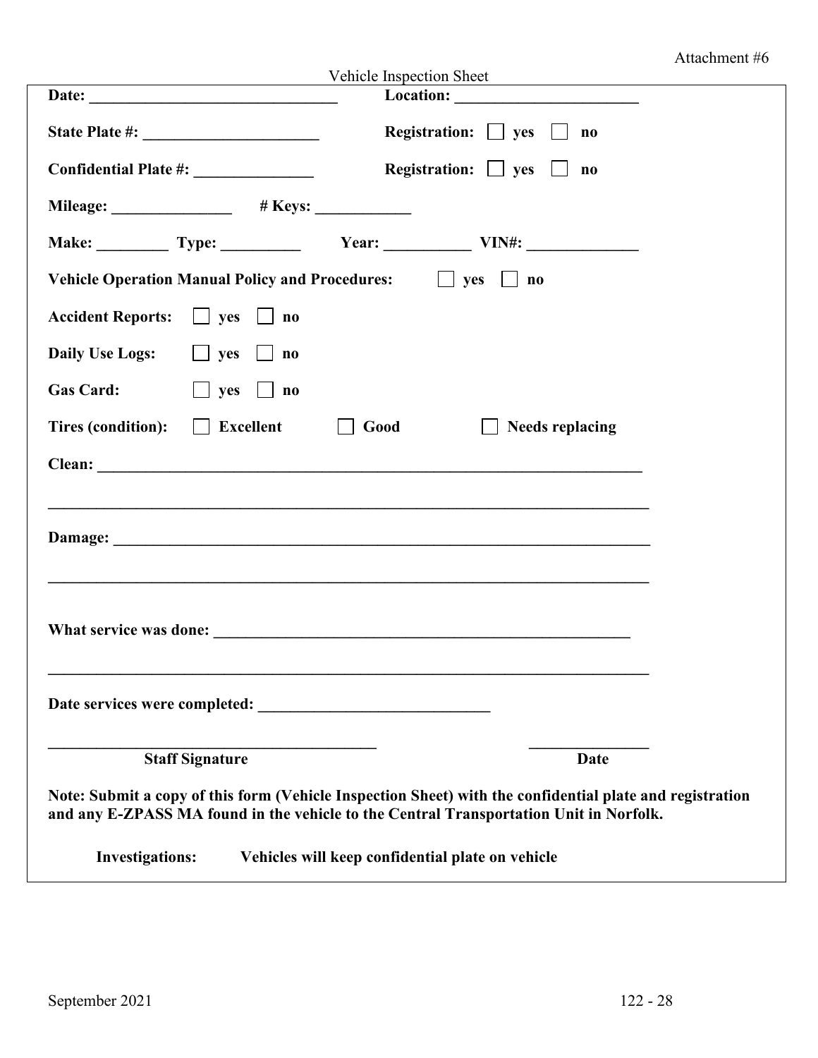Attachment #6

Vehicle Inspection Sheet

**Date: ______________________________** **Location: _______________________**

**State Plate #: _____________________** **Registration:** ☐ **yes** ☐ **no**

**Confidential Plate #: ______________** **Registration:** ☐ **yes** ☐ **no**

**Mileage: ______________** **# Keys: ___________**

**Make: _________ Type: __________ Year: ___________ VIN#: ______________**

**Vehicle Operation Manual Policy and Procedures:** ☐ **yes** ☐ **no**

**Accident Reports:** ☐ **yes** ☐ **no**

**Daily Use Logs:** ☐ **yes** ☐ **no**

**Gas Card:** ☐ **yes** ☐ **no**

**Tires (condition):** ☐ **Excellent** ☐ **Good** ☐ **Needs replacing**

**Clean: ______________________________________________________________________**

**____________________________________________________________________________**

**Damage: ____________________________________________________________________**

**____________________________________________________________________________**

**What service was done: ______________________________________________________**

**____________________________________________________________________________**

**Date services were completed: ____________________________**

**________________________________________** **_______________**

**Staff Signature** **Date**

**Note: Submit a copy of this form (Vehicle Inspection Sheet) with the confidential plate and registration and any E-ZPASS MA found in the vehicle to the Central Transportation Unit in Norfolk.**

**Investigations:** **Vehicles will keep confidential plate on vehicle**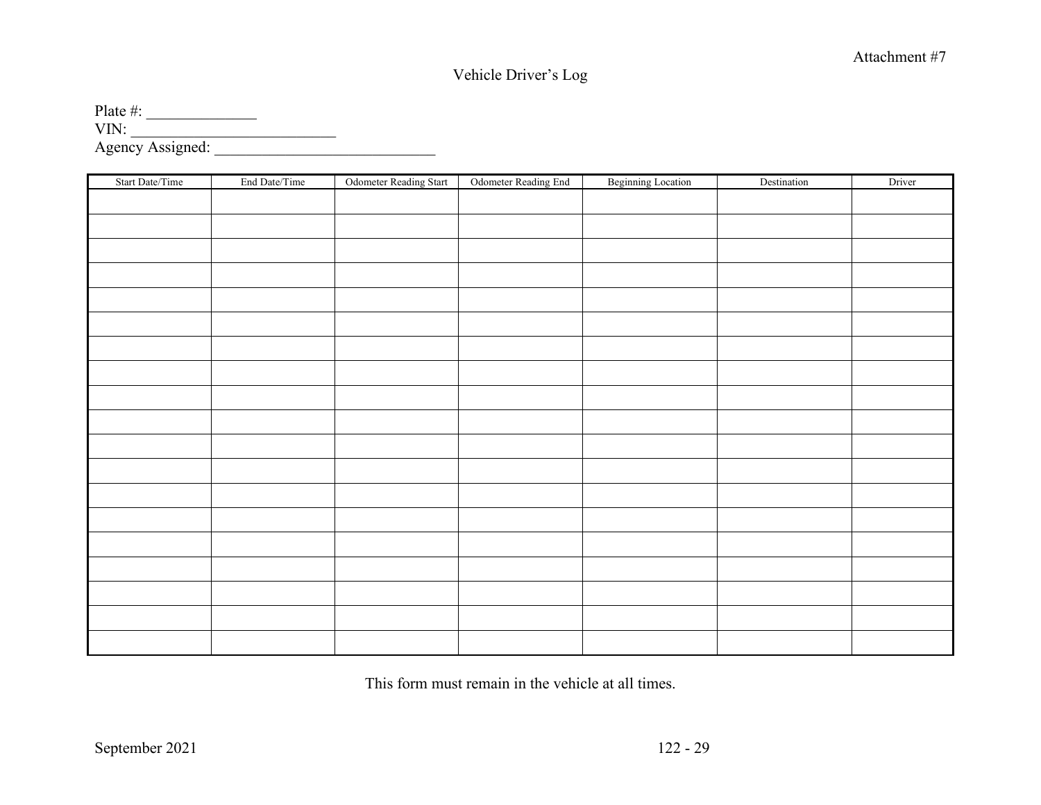Attachment #7

# Vehicle Driver's Log

Plate #: ______________
VIN: __________________________
Agency Assigned: ____________________________

| Start Date/Time | End Date/Time | Odometer Reading Start | Odometer Reading End | Beginning Location | Destination | Driver |
|---|---|---|---|---|---|---|
| | | | | | | |
| | | | | | | |
| | | | | | | |
| | | | | | | |
| | | | | | | |
| | | | | | | |
| | | | | | | |
| | | | | | | |
| | | | | | | |
| | | | | | | |
| | | | | | | |
| | | | | | | |
| | | | | | | |
| | | | | | | |
| | | | | | | |
| | | | | | | |
| | | | | | | |
| | | | | | | |
| | | | | | | |

This form must remain in the vehicle at all times.

September 2021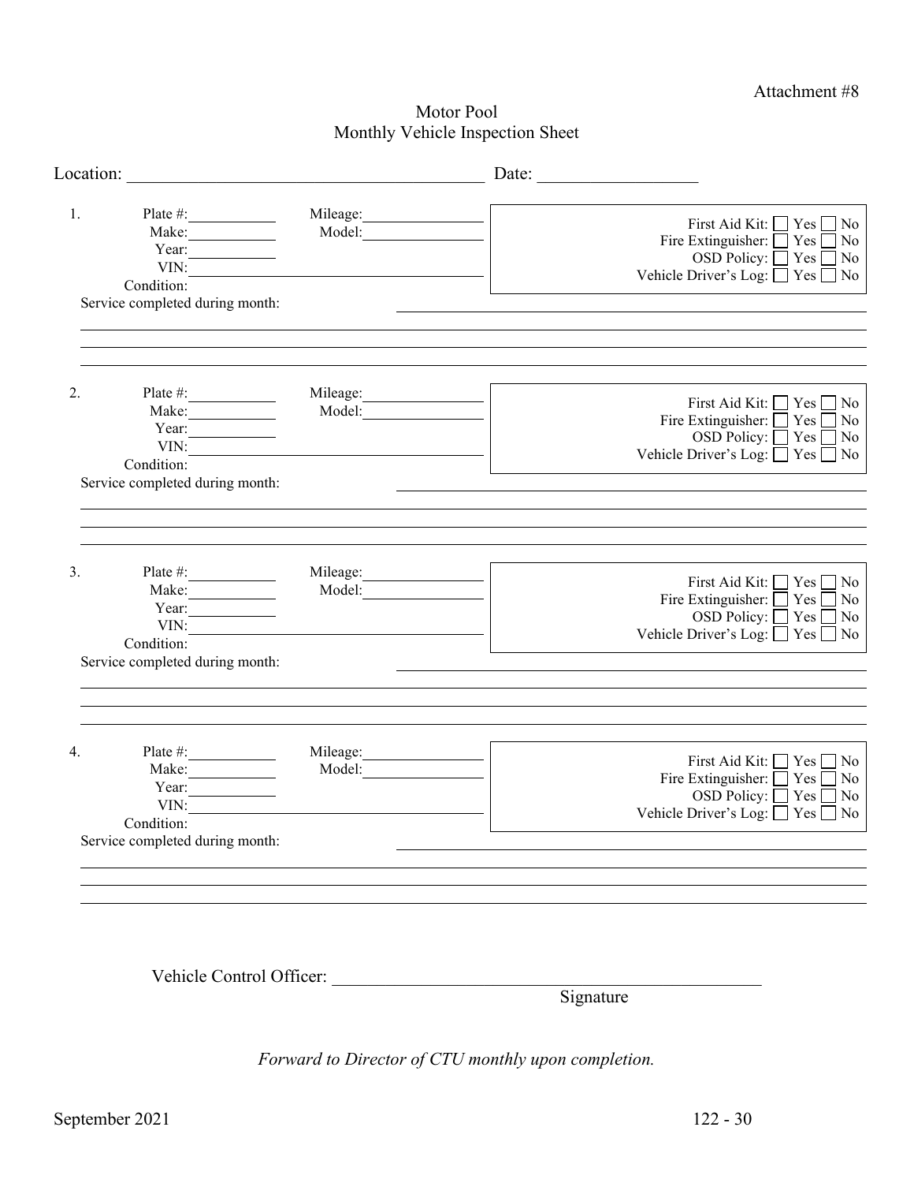Attachment #8

# Motor Pool
## Monthly Vehicle Inspection Sheet

Location: ________________________________________ Date: __________________

1. Plate #: ____________ Mileage: ________________
   Make: ____________ Model: ________________
   Year: ____________
   VIN: ________________________________________
   Condition:
   Service completed during month: ______________________________________________

   First Aid Kit: ☐ Yes ☐ No
   Fire Extinguisher: ☐ Yes ☐ No
   OSD Policy: ☐ Yes ☐ No
   Vehicle Driver's Log: ☐ Yes ☐ No

2. Plate #: ____________ Mileage: ________________
   Make: ____________ Model: ________________
   Year: ____________
   VIN: ________________________________________
   Condition:
   Service completed during month: ______________________________________________

   First Aid Kit: ☐ Yes ☐ No
   Fire Extinguisher: ☐ Yes ☐ No
   OSD Policy: ☐ Yes ☐ No
   Vehicle Driver's Log: ☐ Yes ☐ No

3. Plate #: ____________ Mileage: ________________
   Make: ____________ Model: ________________
   Year: ____________
   VIN: ________________________________________
   Condition:
   Service completed during month: ______________________________________________

   First Aid Kit: ☐ Yes ☐ No
   Fire Extinguisher: ☐ Yes ☐ No
   OSD Policy: ☐ Yes ☐ No
   Vehicle Driver's Log: ☐ Yes ☐ No

4. Plate #: ____________ Mileage: ________________
   Make: ____________ Model: ________________
   Year: ____________
   VIN: ________________________________________
   Condition:
   Service completed during month: ______________________________________________

   First Aid Kit: ☐ Yes ☐ No
   Fire Extinguisher: ☐ Yes ☐ No
   OSD Policy: ☐ Yes ☐ No
   Vehicle Driver's Log: ☐ Yes ☐ No

Vehicle Control Officer: ______________________________________________
Signature

*Forward to Director of CTU monthly upon completion.*

September 2021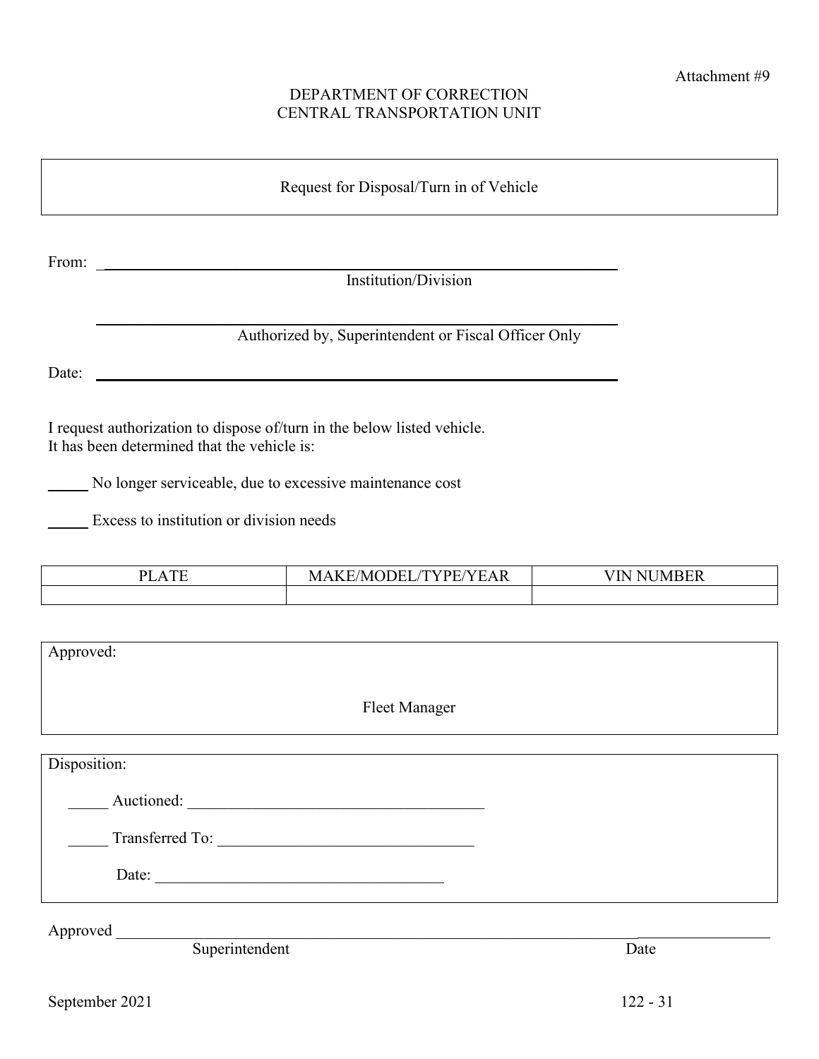Attachment #9

DEPARTMENT OF CORRECTION
CENTRAL TRANSPORTATION UNIT

## Request for Disposal/Turn in of Vehicle

From: ____________________________________________
Institution/Division

____________________________________________
Authorized by, Superintendent or Fiscal Officer Only

Date: ____________________________________________

I request authorization to dispose of/turn in the below listed vehicle.
It has been determined that the vehicle is:

_____ No longer serviceable, due to excessive maintenance cost

_____ Excess to institution or division needs

| PLATE | MAKE/MODEL/TYPE/YEAR | VIN NUMBER |
|---|---|---|
| | | |

Approved:

Fleet Manager

Disposition:

_____ Auctioned: ______________________________

_____ Transferred To: __________________________

Date: ______________________________

Approved ______________________________________________ ______________
Superintendent Date

September 2021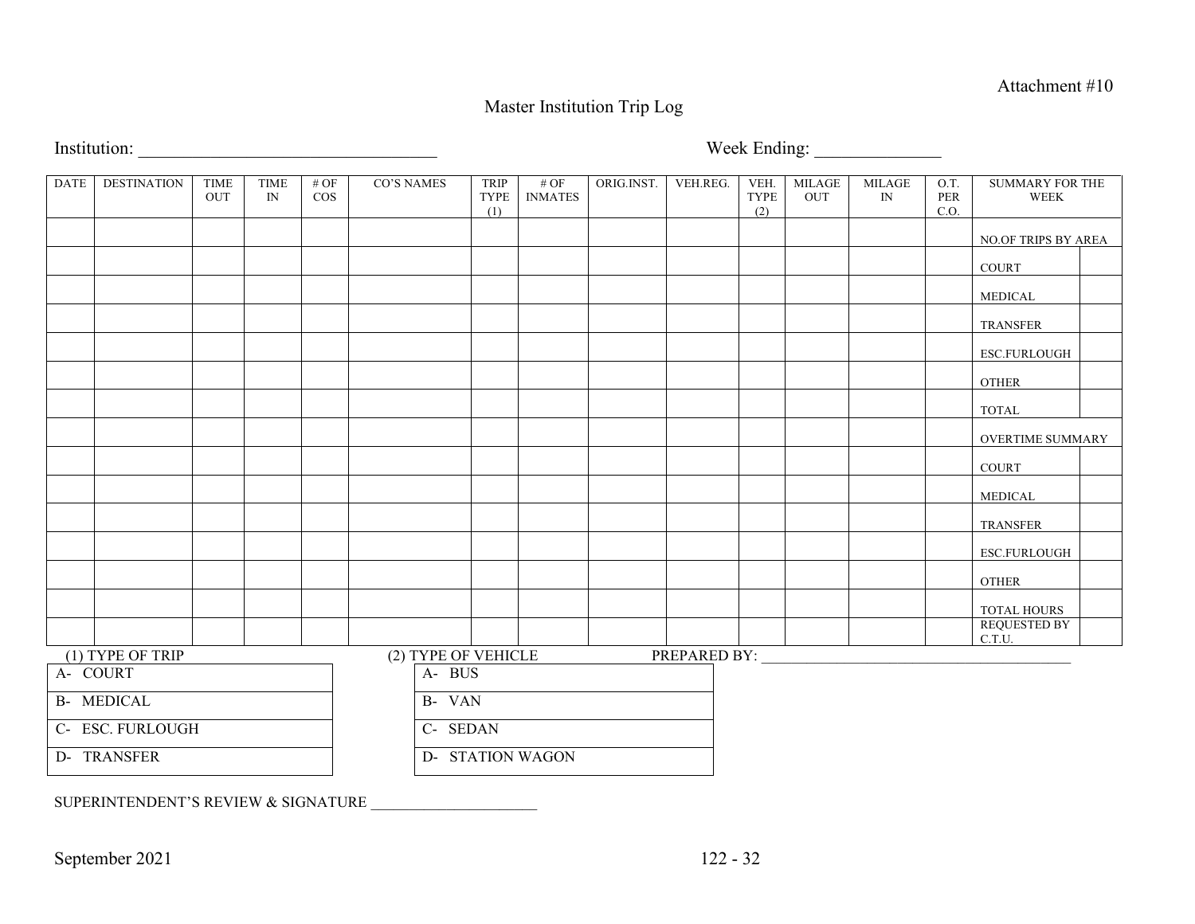Attachment #10

# Master Institution Trip Log

Institution: ________________________________ Week Ending: ______________

| DATE | DESTINATION | TIME OUT | TIME IN | # OF COS | CO'S NAMES | TRIP TYPE (1) | # OF INMATES | ORIG.INST. | VEH.REG. | VEH. TYPE (2) | MILAGE OUT | MILAGE IN | O.T. PER C.O. | SUMMARY FOR THE WEEK | |
|---|---|---|---|---|---|---|---|---|---|---|---|---|---|---|---|
| | | | | | | | | | | | | | | NO.OF TRIPS BY AREA | |
| | | | | | | | | | | | | | | COURT | |
| | | | | | | | | | | | | | | MEDICAL | |
| | | | | | | | | | | | | | | TRANSFER | |
| | | | | | | | | | | | | | | ESC.FURLOUGH | |
| | | | | | | | | | | | | | | OTHER | |
| | | | | | | | | | | | | | | TOTAL | |
| | | | | | | | | | | | | | | OVERTIME SUMMARY | |
| | | | | | | | | | | | | | | COURT | |
| | | | | | | | | | | | | | | MEDICAL | |
| | | | | | | | | | | | | | | TRANSFER | |
| | | | | | | | | | | | | | | ESC.FURLOUGH | |
| | | | | | | | | | | | | | | OTHER | |
| | | | | | | | | | | | | | | TOTAL HOURS | |
| | | | | | | | | | | | | | | REQUESTED BY C.T.U. | |

| (1) TYPE OF TRIP |
|---|
| A- COURT |
| B- MEDICAL |
| C- ESC. FURLOUGH |
| D- TRANSFER |

| (2) TYPE OF VEHICLE |
|---|
| A- BUS |
| B- VAN |
| C- SEDAN |
| D- STATION WAGON |

PREPARED BY: ________________________________________

SUPERINTENDENT'S REVIEW & SIGNATURE _____________________

September 2021